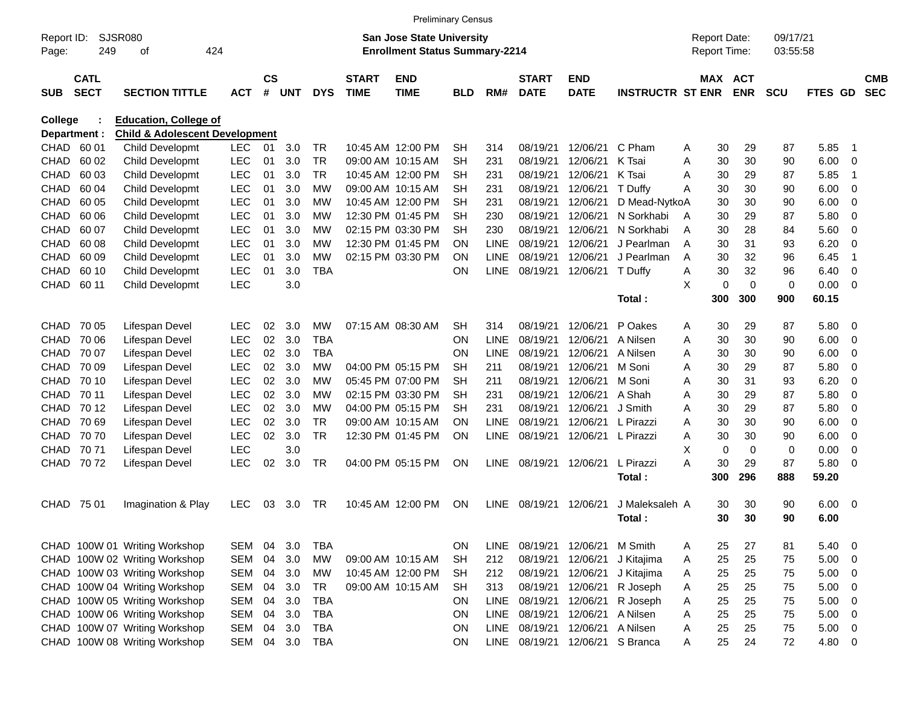Preliminary Census

Report ID: SJSR080

**San Jose State University**
**Enrollment Status Summary-2214**

Report Date: 09/17/21
Report Time: 03:55:58

**College : Education, College of**
**Department : Child & Adolescent Development**

| SUB | CATL SECT | SECTION TITTLE | ACT | CS # | UNT | DYS | START TIME | END TIME | BLD | RM# | START DATE | END DATE | INSTRUCTR | ST | MAX ENR | ACT ENR | SCU | FTES | GD | CMB SEC |
|---|---|---|---|---|---|---|---|---|---|---|---|---|---|---|---|---|---|---|---|---|
| CHAD | 60 01 | Child Developmt | LEC | 01 | 3.0 | TR | 10:45 AM | 12:00 PM | SH | 314 | 08/19/21 | 12/06/21 | C Pham | A | 30 | 29 | 87 | 5.85 | 1 | |
| CHAD | 60 02 | Child Developmt | LEC | 01 | 3.0 | TR | 09:00 AM | 10:15 AM | SH | 231 | 08/19/21 | 12/06/21 | K Tsai | A | 30 | 30 | 90 | 6.00 | 0 | |
| CHAD | 60 03 | Child Developmt | LEC | 01 | 3.0 | TR | 10:45 AM | 12:00 PM | SH | 231 | 08/19/21 | 12/06/21 | K Tsai | A | 30 | 29 | 87 | 5.85 | 1 | |
| CHAD | 60 04 | Child Developmt | LEC | 01 | 3.0 | MW | 09:00 AM | 10:15 AM | SH | 231 | 08/19/21 | 12/06/21 | T Duffy | A | 30 | 30 | 90 | 6.00 | 0 | |
| CHAD | 60 05 | Child Developmt | LEC | 01 | 3.0 | MW | 10:45 AM | 12:00 PM | SH | 231 | 08/19/21 | 12/06/21 | D Mead-Nytko | A | 30 | 30 | 90 | 6.00 | 0 | |
| CHAD | 60 06 | Child Developmt | LEC | 01 | 3.0 | MW | 12:30 PM | 01:45 PM | SH | 230 | 08/19/21 | 12/06/21 | N Sorkhabi | A | 30 | 29 | 87 | 5.80 | 0 | |
| CHAD | 60 07 | Child Developmt | LEC | 01 | 3.0 | MW | 02:15 PM | 03:30 PM | SH | 230 | 08/19/21 | 12/06/21 | N Sorkhabi | A | 30 | 28 | 84 | 5.60 | 0 | |
| CHAD | 60 08 | Child Developmt | LEC | 01 | 3.0 | MW | 12:30 PM | 01:45 PM | ON | LINE | 08/19/21 | 12/06/21 | J Pearlman | A | 30 | 31 | 93 | 6.20 | 0 | |
| CHAD | 60 09 | Child Developmt | LEC | 01 | 3.0 | MW | 02:15 PM | 03:30 PM | ON | LINE | 08/19/21 | 12/06/21 | J Pearlman | A | 30 | 32 | 96 | 6.45 | 1 | |
| CHAD | 60 10 | Child Developmt | LEC | 01 | 3.0 | TBA | | | ON | LINE | 08/19/21 | 12/06/21 | T Duffy | A | 30 | 32 | 96 | 6.40 | 0 | |
| CHAD | 60 11 | Child Developmt | LEC | | 3.0 | | | | | | | | | X | 0 | 0 | 0 | 0.00 | 0 | |
| | | | | | | | | | | | | | **Total :** | | **300** | **300** | **900** | **60.15** | | |
| CHAD | 70 05 | Lifespan Devel | LEC | 02 | 3.0 | MW | 07:15 AM | 08:30 AM | SH | 314 | 08/19/21 | 12/06/21 | P Oakes | A | 30 | 29 | 87 | 5.80 | 0 | |
| CHAD | 70 06 | Lifespan Devel | LEC | 02 | 3.0 | TBA | | | ON | LINE | 08/19/21 | 12/06/21 | A Nilsen | A | 30 | 30 | 90 | 6.00 | 0 | |
| CHAD | 70 07 | Lifespan Devel | LEC | 02 | 3.0 | TBA | | | ON | LINE | 08/19/21 | 12/06/21 | A Nilsen | A | 30 | 30 | 90 | 6.00 | 0 | |
| CHAD | 70 09 | Lifespan Devel | LEC | 02 | 3.0 | MW | 04:00 PM | 05:15 PM | SH | 211 | 08/19/21 | 12/06/21 | M Soni | A | 30 | 29 | 87 | 5.80 | 0 | |
| CHAD | 70 10 | Lifespan Devel | LEC | 02 | 3.0 | MW | 05:45 PM | 07:00 PM | SH | 211 | 08/19/21 | 12/06/21 | M Soni | A | 30 | 31 | 93 | 6.20 | 0 | |
| CHAD | 70 11 | Lifespan Devel | LEC | 02 | 3.0 | MW | 02:15 PM | 03:30 PM | SH | 231 | 08/19/21 | 12/06/21 | A Shah | A | 30 | 29 | 87 | 5.80 | 0 | |
| CHAD | 70 12 | Lifespan Devel | LEC | 02 | 3.0 | MW | 04:00 PM | 05:15 PM | SH | 231 | 08/19/21 | 12/06/21 | J Smith | A | 30 | 29 | 87 | 5.80 | 0 | |
| CHAD | 70 69 | Lifespan Devel | LEC | 02 | 3.0 | TR | 09:00 AM | 10:15 AM | ON | LINE | 08/19/21 | 12/06/21 | L Pirazzi | A | 30 | 30 | 90 | 6.00 | 0 | |
| CHAD | 70 70 | Lifespan Devel | LEC | 02 | 3.0 | TR | 12:30 PM | 01:45 PM | ON | LINE | 08/19/21 | 12/06/21 | L Pirazzi | A | 30 | 30 | 90 | 6.00 | 0 | |
| CHAD | 70 71 | Lifespan Devel | LEC | | 3.0 | | | | | | | | | X | 0 | 0 | 0 | 0.00 | 0 | |
| CHAD | 70 72 | Lifespan Devel | LEC | 02 | 3.0 | TR | 04:00 PM | 05:15 PM | ON | LINE | 08/19/21 | 12/06/21 | L Pirazzi | A | 30 | 29 | 87 | 5.80 | 0 | |
| | | | | | | | | | | | | | **Total :** | | **300** | **296** | **888** | **59.20** | | |
| CHAD | 75 01 | Imagination & Play | LEC | 03 | 3.0 | TR | 10:45 AM | 12:00 PM | ON | LINE | 08/19/21 | 12/06/21 | J Maleksaleh | A | 30 | 30 | 90 | 6.00 | 0 | |
| | | | | | | | | | | | | | **Total :** | | **30** | **30** | **90** | **6.00** | | |
| CHAD | 100W 01 | Writing Workshop | SEM | 04 | 3.0 | TBA | | | ON | LINE | 08/19/21 | 12/06/21 | M Smith | A | 25 | 27 | 81 | 5.40 | 0 | |
| CHAD | 100W 02 | Writing Workshop | SEM | 04 | 3.0 | MW | 09:00 AM | 10:15 AM | SH | 212 | 08/19/21 | 12/06/21 | J Kitajima | A | 25 | 25 | 75 | 5.00 | 0 | |
| CHAD | 100W 03 | Writing Workshop | SEM | 04 | 3.0 | MW | 10:45 AM | 12:00 PM | SH | 212 | 08/19/21 | 12/06/21 | J Kitajima | A | 25 | 25 | 75 | 5.00 | 0 | |
| CHAD | 100W 04 | Writing Workshop | SEM | 04 | 3.0 | TR | 09:00 AM | 10:15 AM | SH | 313 | 08/19/21 | 12/06/21 | R Joseph | A | 25 | 25 | 75 | 5.00 | 0 | |
| CHAD | 100W 05 | Writing Workshop | SEM | 04 | 3.0 | TBA | | | ON | LINE | 08/19/21 | 12/06/21 | R Joseph | A | 25 | 25 | 75 | 5.00 | 0 | |
| CHAD | 100W 06 | Writing Workshop | SEM | 04 | 3.0 | TBA | | | ON | LINE | 08/19/21 | 12/06/21 | A Nilsen | A | 25 | 25 | 75 | 5.00 | 0 | |
| CHAD | 100W 07 | Writing Workshop | SEM | 04 | 3.0 | TBA | | | ON | LINE | 08/19/21 | 12/06/21 | A Nilsen | A | 25 | 25 | 75 | 5.00 | 0 | |
| CHAD | 100W 08 | Writing Workshop | SEM | 04 | 3.0 | TBA | | | ON | LINE | 08/19/21 | 12/06/21 | S Branca | A | 25 | 24 | 72 | 4.80 | 0 | |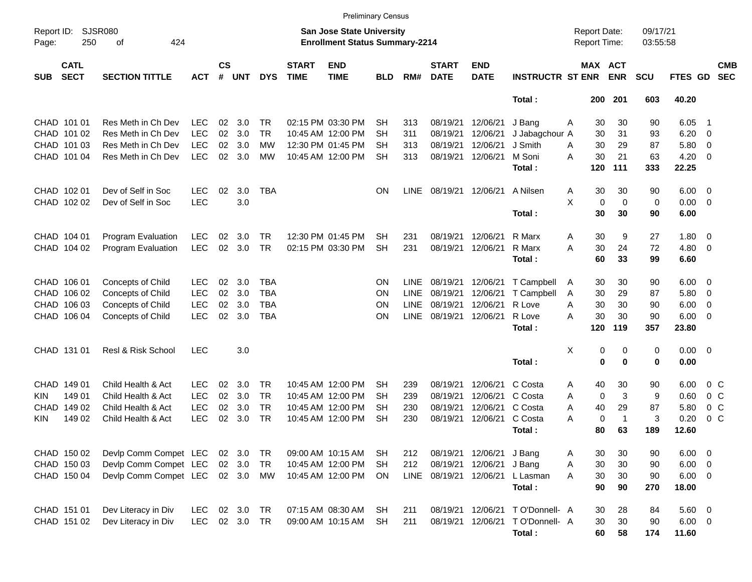Preliminary Census

Report ID: SJSR080
Page: 250 of 424

**San Jose State University**
**Enrollment Status Summary-2214**

Report Date: 09/17/21
Report Time: 03:55:58

| SUB | CATL SECT | SECTION TITTLE | ACT | CS # | UNT | DYS | START TIME | END TIME | BLD | RM# | START DATE | END DATE | INSTRUCTR | ST | MAX ENR | ACT ENR | SCU | FTES | GD | CMB SEC |
|---|---|---|---|---|---|---|---|---|---|---|---|---|---|---|---|---|---|---|---|---|
| | | | | | | | | | | | | | **Total :** | | **200** | **201** | **603** | **40.20** | | |
| CHAD | 101 01 | Res Meth in Ch Dev | LEC | 02 | 3.0 | TR | 02:15 PM | 03:30 PM | SH | 313 | 08/19/21 | 12/06/21 | J Bang | A | 30 | 30 | 90 | 6.05 | 1 | |
| CHAD | 101 02 | Res Meth in Ch Dev | LEC | 02 | 3.0 | TR | 10:45 AM | 12:00 PM | SH | 311 | 08/19/21 | 12/06/21 | J Jabagchour | A | 30 | 31 | 93 | 6.20 | 0 | |
| CHAD | 101 03 | Res Meth in Ch Dev | LEC | 02 | 3.0 | MW | 12:30 PM | 01:45 PM | SH | 313 | 08/19/21 | 12/06/21 | J Smith | A | 30 | 29 | 87 | 5.80 | 0 | |
| CHAD | 101 04 | Res Meth in Ch Dev | LEC | 02 | 3.0 | MW | 10:45 AM | 12:00 PM | SH | 313 | 08/19/21 | 12/06/21 | M Soni | A | 30 | 21 | 63 | 4.20 | 0 | |
| | | | | | | | | | | | | | **Total :** | | **120** | **111** | **333** | **22.25** | | |
| CHAD | 102 01 | Dev of Self in Soc | LEC | 02 | 3.0 | TBA | | | ON | LINE | 08/19/21 | 12/06/21 | A Nilsen | A | 30 | 30 | 90 | 6.00 | 0 | |
| CHAD | 102 02 | Dev of Self in Soc | LEC | | 3.0 | | | | | | | | | X | 0 | 0 | 0 | 0.00 | 0 | |
| | | | | | | | | | | | | | **Total :** | | **30** | **30** | **90** | **6.00** | | |
| CHAD | 104 01 | Program Evaluation | LEC | 02 | 3.0 | TR | 12:30 PM | 01:45 PM | SH | 231 | 08/19/21 | 12/06/21 | R Marx | A | 30 | 9 | 27 | 1.80 | 0 | |
| CHAD | 104 02 | Program Evaluation | LEC | 02 | 3.0 | TR | 02:15 PM | 03:30 PM | SH | 231 | 08/19/21 | 12/06/21 | R Marx | A | 30 | 24 | 72 | 4.80 | 0 | |
| | | | | | | | | | | | | | **Total :** | | **60** | **33** | **99** | **6.60** | | |
| CHAD | 106 01 | Concepts of Child | LEC | 02 | 3.0 | TBA | | | ON | LINE | 08/19/21 | 12/06/21 | T Campbell | A | 30 | 30 | 90 | 6.00 | 0 | |
| CHAD | 106 02 | Concepts of Child | LEC | 02 | 3.0 | TBA | | | ON | LINE | 08/19/21 | 12/06/21 | T Campbell | A | 30 | 29 | 87 | 5.80 | 0 | |
| CHAD | 106 03 | Concepts of Child | LEC | 02 | 3.0 | TBA | | | ON | LINE | 08/19/21 | 12/06/21 | R Love | A | 30 | 30 | 90 | 6.00 | 0 | |
| CHAD | 106 04 | Concepts of Child | LEC | 02 | 3.0 | TBA | | | ON | LINE | 08/19/21 | 12/06/21 | R Love | A | 30 | 30 | 90 | 6.00 | 0 | |
| | | | | | | | | | | | | | **Total :** | | **120** | **119** | **357** | **23.80** | | |
| CHAD | 131 01 | Resl & Risk School | LEC | | 3.0 | | | | | | | | | X | 0 | 0 | 0 | 0.00 | 0 | |
| | | | | | | | | | | | | | **Total :** | | **0** | **0** | **0** | **0.00** | | |
| CHAD | 149 01 | Child Health & Act | LEC | 02 | 3.0 | TR | 10:45 AM | 12:00 PM | SH | 239 | 08/19/21 | 12/06/21 | C Costa | A | 40 | 30 | 90 | 6.00 | 0 | C |
| KIN | 149 01 | Child Health & Act | LEC | 02 | 3.0 | TR | 10:45 AM | 12:00 PM | SH | 239 | 08/19/21 | 12/06/21 | C Costa | A | 0 | 3 | 9 | 0.60 | 0 | C |
| CHAD | 149 02 | Child Health & Act | LEC | 02 | 3.0 | TR | 10:45 AM | 12:00 PM | SH | 230 | 08/19/21 | 12/06/21 | C Costa | A | 40 | 29 | 87 | 5.80 | 0 | C |
| KIN | 149 02 | Child Health & Act | LEC | 02 | 3.0 | TR | 10:45 AM | 12:00 PM | SH | 230 | 08/19/21 | 12/06/21 | C Costa | A | 0 | 1 | 3 | 0.20 | 0 | C |
| | | | | | | | | | | | | | **Total :** | | **80** | **63** | **189** | **12.60** | | |
| CHAD | 150 02 | Devlp Comm Compet | LEC | 02 | 3.0 | TR | 09:00 AM | 10:15 AM | SH | 212 | 08/19/21 | 12/06/21 | J Bang | A | 30 | 30 | 90 | 6.00 | 0 | |
| CHAD | 150 03 | Devlp Comm Compet | LEC | 02 | 3.0 | TR | 10:45 AM | 12:00 PM | SH | 212 | 08/19/21 | 12/06/21 | J Bang | A | 30 | 30 | 90 | 6.00 | 0 | |
| CHAD | 150 04 | Devlp Comm Compet | LEC | 02 | 3.0 | MW | 10:45 AM | 12:00 PM | ON | LINE | 08/19/21 | 12/06/21 | L Lasman | A | 30 | 30 | 90 | 6.00 | 0 | |
| | | | | | | | | | | | | | **Total :** | | **90** | **90** | **270** | **18.00** | | |
| CHAD | 151 01 | Dev Literacy in Div | LEC | 02 | 3.0 | TR | 07:15 AM | 08:30 AM | SH | 211 | 08/19/21 | 12/06/21 | T O'Donnell- | A | 30 | 28 | 84 | 5.60 | 0 | |
| CHAD | 151 02 | Dev Literacy in Div | LEC | 02 | 3.0 | TR | 09:00 AM | 10:15 AM | SH | 211 | 08/19/21 | 12/06/21 | T O'Donnell- | A | 30 | 30 | 90 | 6.00 | 0 | |
| | | | | | | | | | | | | | **Total :** | | **60** | **58** | **174** | **11.60** | | |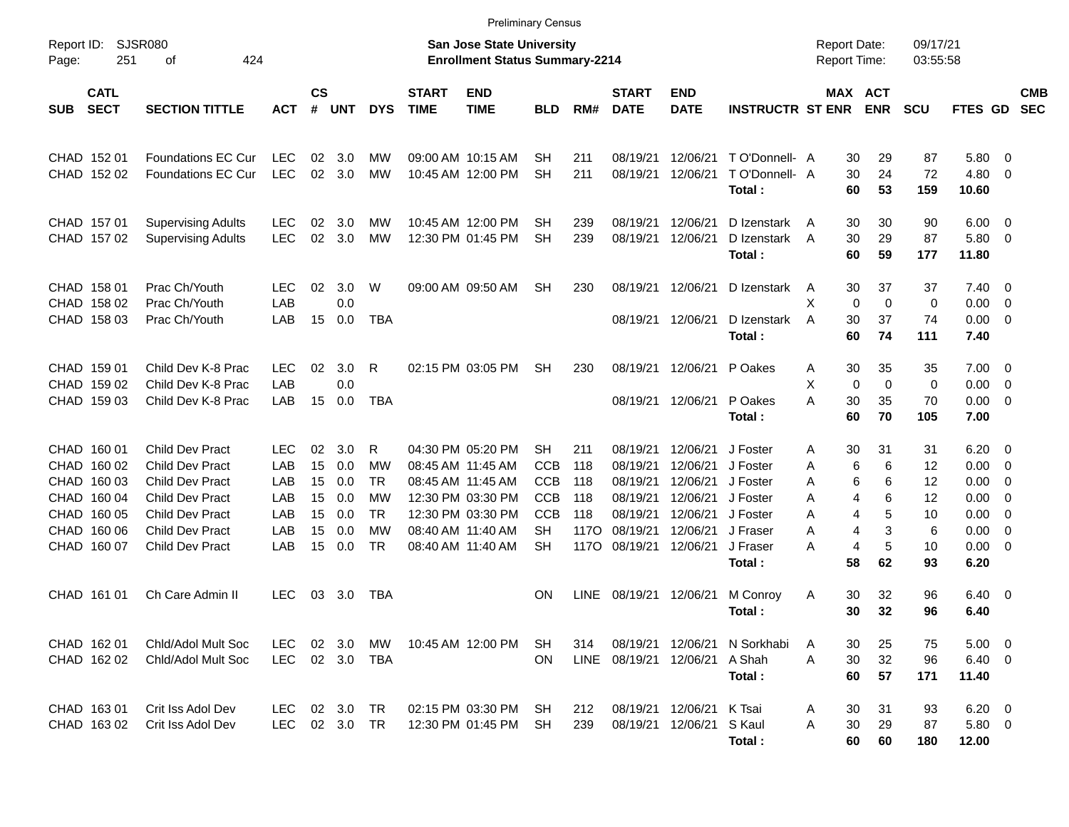Preliminary Census

Report ID: SJSR080
Page: 251 of 424

**San Jose State University**
**Enrollment Status Summary-2214**

Report Date: 09/17/21
Report Time: 03:55:58

| SUB | CATL SECT | SECTION TITTLE | ACT | CS # | UNT | DYS | START TIME | END TIME | BLD | RM# | START DATE | END DATE | INSTRUCTR | ST | MAX ENR | ACT ENR | SCU | FTES | GD | CMB SEC |
|---|---|---|---|---|---|---|---|---|---|---|---|---|---|---|---|---|---|---|---|---|
| CHAD | 152 01 | Foundations EC Cur | LEC | 02 | 3.0 | MW | 09:00 AM | 10:15 AM | SH | 211 | 08/19/21 | 12/06/21 | T O'Donnell- | A | 30 | 29 | 87 | 5.80 | 0 | |
| CHAD | 152 02 | Foundations EC Cur | LEC | 02 | 3.0 | MW | 10:45 AM | 12:00 PM | SH | 211 | 08/19/21 | 12/06/21 | T O'Donnell- | A | 30 | 24 | 72 | 4.80 | 0 | |
| | | | | | | | | | | | | | **Total :** | | **60** | **53** | **159** | **10.60** | | |
| CHAD | 157 01 | Supervising Adults | LEC | 02 | 3.0 | MW | 10:45 AM | 12:00 PM | SH | 239 | 08/19/21 | 12/06/21 | D Izenstark | A | 30 | 30 | 90 | 6.00 | 0 | |
| CHAD | 157 02 | Supervising Adults | LEC | 02 | 3.0 | MW | 12:30 PM | 01:45 PM | SH | 239 | 08/19/21 | 12/06/21 | D Izenstark | A | 30 | 29 | 87 | 5.80 | 0 | |
| | | | | | | | | | | | | | **Total :** | | **60** | **59** | **177** | **11.80** | | |
| CHAD | 158 01 | Prac Ch/Youth | LEC | 02 | 3.0 | W | 09:00 AM | 09:50 AM | SH | 230 | 08/19/21 | 12/06/21 | D Izenstark | A | 30 | 37 | 37 | 7.40 | 0 | |
| CHAD | 158 02 | Prac Ch/Youth | LAB | | 0.0 | | | | | | | | | X | 0 | 0 | 0 | 0.00 | 0 | |
| CHAD | 158 03 | Prac Ch/Youth | LAB | 15 | 0.0 | TBA | | | | | 08/19/21 | 12/06/21 | D Izenstark | A | 30 | 37 | 74 | 0.00 | 0 | |
| | | | | | | | | | | | | | **Total :** | | **60** | **74** | **111** | **7.40** | | |
| CHAD | 159 01 | Child Dev K-8 Prac | LEC | 02 | 3.0 | R | 02:15 PM | 03:05 PM | SH | 230 | 08/19/21 | 12/06/21 | P Oakes | A | 30 | 35 | 35 | 7.00 | 0 | |
| CHAD | 159 02 | Child Dev K-8 Prac | LAB | | 0.0 | | | | | | | | | X | 0 | 0 | 0 | 0.00 | 0 | |
| CHAD | 159 03 | Child Dev K-8 Prac | LAB | 15 | 0.0 | TBA | | | | | 08/19/21 | 12/06/21 | P Oakes | A | 30 | 35 | 70 | 0.00 | 0 | |
| | | | | | | | | | | | | | **Total :** | | **60** | **70** | **105** | **7.00** | | |
| CHAD | 160 01 | Child Dev Pract | LEC | 02 | 3.0 | R | 04:30 PM | 05:20 PM | SH | 211 | 08/19/21 | 12/06/21 | J Foster | A | 30 | 31 | 31 | 6.20 | 0 | |
| CHAD | 160 02 | Child Dev Pract | LAB | 15 | 0.0 | MW | 08:45 AM | 11:45 AM | CCB | 118 | 08/19/21 | 12/06/21 | J Foster | A | 6 | 6 | 12 | 0.00 | 0 | |
| CHAD | 160 03 | Child Dev Pract | LAB | 15 | 0.0 | TR | 08:45 AM | 11:45 AM | CCB | 118 | 08/19/21 | 12/06/21 | J Foster | A | 6 | 6 | 12 | 0.00 | 0 | |
| CHAD | 160 04 | Child Dev Pract | LAB | 15 | 0.0 | MW | 12:30 PM | 03:30 PM | CCB | 118 | 08/19/21 | 12/06/21 | J Foster | A | 4 | 6 | 12 | 0.00 | 0 | |
| CHAD | 160 05 | Child Dev Pract | LAB | 15 | 0.0 | TR | 12:30 PM | 03:30 PM | CCB | 118 | 08/19/21 | 12/06/21 | J Foster | A | 4 | 5 | 10 | 0.00 | 0 | |
| CHAD | 160 06 | Child Dev Pract | LAB | 15 | 0.0 | MW | 08:40 AM | 11:40 AM | SH | 117O | 08/19/21 | 12/06/21 | J Fraser | A | 4 | 3 | 6 | 0.00 | 0 | |
| CHAD | 160 07 | Child Dev Pract | LAB | 15 | 0.0 | TR | 08:40 AM | 11:40 AM | SH | 117O | 08/19/21 | 12/06/21 | J Fraser | A | 4 | 5 | 10 | 0.00 | 0 | |
| | | | | | | | | | | | | | **Total :** | | **58** | **62** | **93** | **6.20** | | |
| CHAD | 161 01 | Ch Care Admin II | LEC | 03 | 3.0 | TBA | | | ON | LINE | 08/19/21 | 12/06/21 | M Conroy | A | 30 | 32 | 96 | 6.40 | 0 | |
| | | | | | | | | | | | | | **Total :** | | **30** | **32** | **96** | **6.40** | | |
| CHAD | 162 01 | Chld/Adol Mult Soc | LEC | 02 | 3.0 | MW | 10:45 AM | 12:00 PM | SH | 314 | 08/19/21 | 12/06/21 | N Sorkhabi | A | 30 | 25 | 75 | 5.00 | 0 | |
| CHAD | 162 02 | Chld/Adol Mult Soc | LEC | 02 | 3.0 | TBA | | | ON | LINE | 08/19/21 | 12/06/21 | A Shah | A | 30 | 32 | 96 | 6.40 | 0 | |
| | | | | | | | | | | | | | **Total :** | | **60** | **57** | **171** | **11.40** | | |
| CHAD | 163 01 | Crit Iss Adol Dev | LEC | 02 | 3.0 | TR | 02:15 PM | 03:30 PM | SH | 212 | 08/19/21 | 12/06/21 | K Tsai | A | 30 | 31 | 93 | 6.20 | 0 | |
| CHAD | 163 02 | Crit Iss Adol Dev | LEC | 02 | 3.0 | TR | 12:30 PM | 01:45 PM | SH | 239 | 08/19/21 | 12/06/21 | S Kaul | A | 30 | 29 | 87 | 5.80 | 0 | |
| | | | | | | | | | | | | | **Total :** | | **60** | **60** | **180** | **12.00** | | |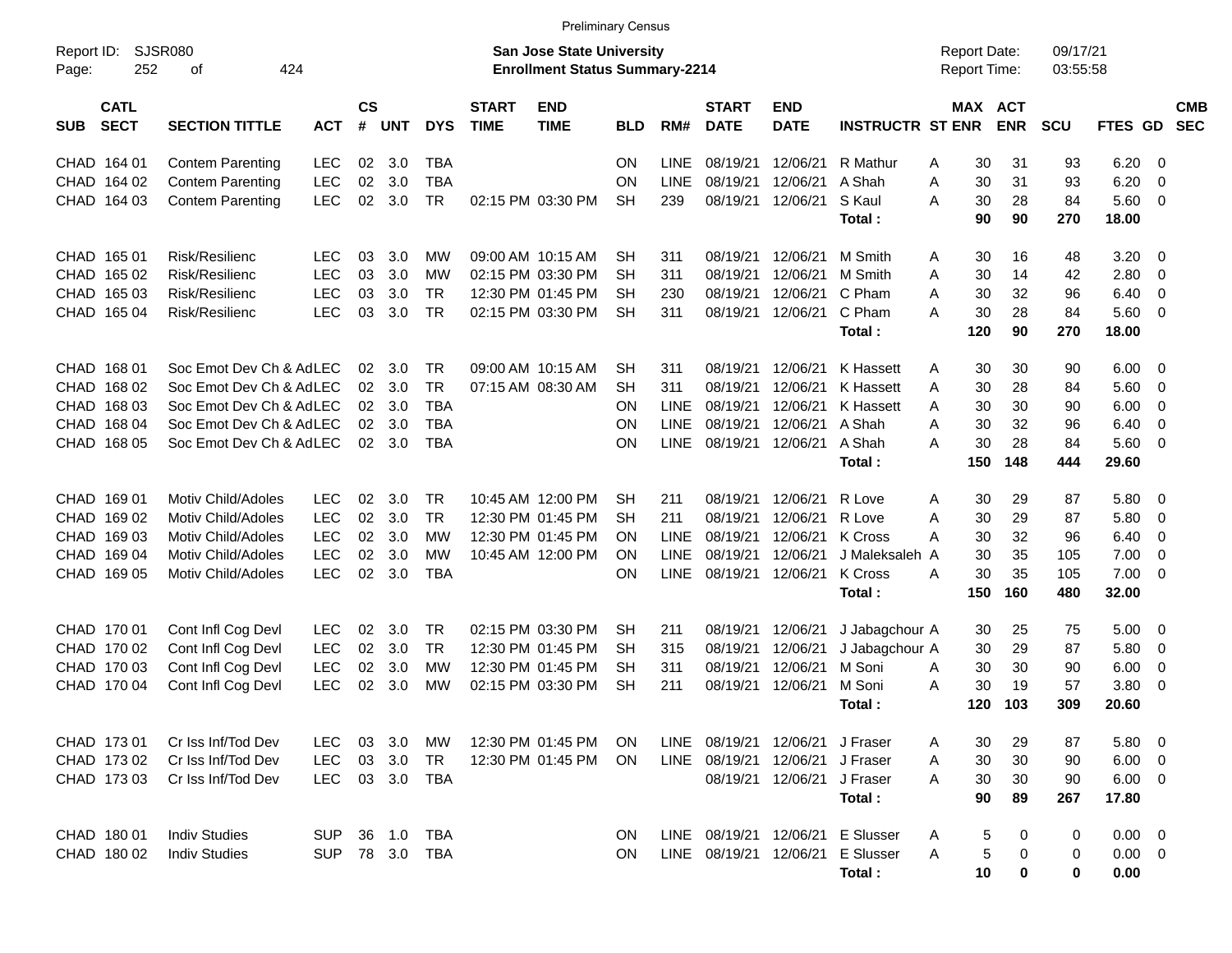Preliminary Census

Report ID: SJSR080
Page: 252 of 424

**San Jose State University**
**Enrollment Status Summary-2214**

Report Date: 09/17/21
Report Time: 03:55:58

| SUB | CATL SECT | SECTION TITTLE | ACT | CS # | UNT | DYS | START TIME | END TIME | BLD | RM# | START DATE | END DATE | INSTRUCTR | ST | MAX ENR | ACT ENR | SCU | FTES | GD | CMB SEC |
|---|---|---|---|---|---|---|---|---|---|---|---|---|---|---|---|---|---|---|---|---|
| CHAD | 164 01 | Contem Parenting | LEC | 02 | 3.0 | TBA | | | ON | LINE | 08/19/21 | 12/06/21 | R Mathur | A | 30 | 31 | 93 | 6.20 | 0 | |
| CHAD | 164 02 | Contem Parenting | LEC | 02 | 3.0 | TBA | | | ON | LINE | 08/19/21 | 12/06/21 | A Shah | A | 30 | 31 | 93 | 6.20 | 0 | |
| CHAD | 164 03 | Contem Parenting | LEC | 02 | 3.0 | TR | 02:15 PM | 03:30 PM | SH | 239 | 08/19/21 | 12/06/21 | S Kaul | A | 30 | 28 | 84 | 5.60 | 0 | |
| | | | | | | | | | | | | | **Total :** | | **90** | **90** | **270** | **18.00** | | |
| CHAD | 165 01 | Risk/Resilienc | LEC | 03 | 3.0 | MW | 09:00 AM | 10:15 AM | SH | 311 | 08/19/21 | 12/06/21 | M Smith | A | 30 | 16 | 48 | 3.20 | 0 | |
| CHAD | 165 02 | Risk/Resilienc | LEC | 03 | 3.0 | MW | 02:15 PM | 03:30 PM | SH | 311 | 08/19/21 | 12/06/21 | M Smith | A | 30 | 14 | 42 | 2.80 | 0 | |
| CHAD | 165 03 | Risk/Resilienc | LEC | 03 | 3.0 | TR | 12:30 PM | 01:45 PM | SH | 230 | 08/19/21 | 12/06/21 | C Pham | A | 30 | 32 | 96 | 6.40 | 0 | |
| CHAD | 165 04 | Risk/Resilienc | LEC | 03 | 3.0 | TR | 02:15 PM | 03:30 PM | SH | 311 | 08/19/21 | 12/06/21 | C Pham | A | 30 | 28 | 84 | 5.60 | 0 | |
| | | | | | | | | | | | | | **Total :** | | **120** | **90** | **270** | **18.00** | | |
| CHAD | 168 01 | Soc Emot Dev Ch & Ad | LEC | 02 | 3.0 | TR | 09:00 AM | 10:15 AM | SH | 311 | 08/19/21 | 12/06/21 | K Hassett | A | 30 | 30 | 90 | 6.00 | 0 | |
| CHAD | 168 02 | Soc Emot Dev Ch & Ad | LEC | 02 | 3.0 | TR | 07:15 AM | 08:30 AM | SH | 311 | 08/19/21 | 12/06/21 | K Hassett | A | 30 | 28 | 84 | 5.60 | 0 | |
| CHAD | 168 03 | Soc Emot Dev Ch & Ad | LEC | 02 | 3.0 | TBA | | | ON | LINE | 08/19/21 | 12/06/21 | K Hassett | A | 30 | 30 | 90 | 6.00 | 0 | |
| CHAD | 168 04 | Soc Emot Dev Ch & Ad | LEC | 02 | 3.0 | TBA | | | ON | LINE | 08/19/21 | 12/06/21 | A Shah | A | 30 | 32 | 96 | 6.40 | 0 | |
| CHAD | 168 05 | Soc Emot Dev Ch & Ad | LEC | 02 | 3.0 | TBA | | | ON | LINE | 08/19/21 | 12/06/21 | A Shah | A | 30 | 28 | 84 | 5.60 | 0 | |
| | | | | | | | | | | | | | **Total :** | | **150** | **148** | **444** | **29.60** | | |
| CHAD | 169 01 | Motiv Child/Adoles | LEC | 02 | 3.0 | TR | 10:45 AM | 12:00 PM | SH | 211 | 08/19/21 | 12/06/21 | R Love | A | 30 | 29 | 87 | 5.80 | 0 | |
| CHAD | 169 02 | Motiv Child/Adoles | LEC | 02 | 3.0 | TR | 12:30 PM | 01:45 PM | SH | 211 | 08/19/21 | 12/06/21 | R Love | A | 30 | 29 | 87 | 5.80 | 0 | |
| CHAD | 169 03 | Motiv Child/Adoles | LEC | 02 | 3.0 | MW | 12:30 PM | 01:45 PM | ON | LINE | 08/19/21 | 12/06/21 | K Cross | A | 30 | 32 | 96 | 6.40 | 0 | |
| CHAD | 169 04 | Motiv Child/Adoles | LEC | 02 | 3.0 | MW | 10:45 AM | 12:00 PM | ON | LINE | 08/19/21 | 12/06/21 | J Maleksaleh | A | 30 | 35 | 105 | 7.00 | 0 | |
| CHAD | 169 05 | Motiv Child/Adoles | LEC | 02 | 3.0 | TBA | | | ON | LINE | 08/19/21 | 12/06/21 | K Cross | A | 30 | 35 | 105 | 7.00 | 0 | |
| | | | | | | | | | | | | | **Total :** | | **150** | **160** | **480** | **32.00** | | |
| CHAD | 170 01 | Cont Infl Cog Devl | LEC | 02 | 3.0 | TR | 02:15 PM | 03:30 PM | SH | 211 | 08/19/21 | 12/06/21 | J Jabagchour | A | 30 | 25 | 75 | 5.00 | 0 | |
| CHAD | 170 02 | Cont Infl Cog Devl | LEC | 02 | 3.0 | TR | 12:30 PM | 01:45 PM | SH | 315 | 08/19/21 | 12/06/21 | J Jabagchour | A | 30 | 29 | 87 | 5.80 | 0 | |
| CHAD | 170 03 | Cont Infl Cog Devl | LEC | 02 | 3.0 | MW | 12:30 PM | 01:45 PM | SH | 311 | 08/19/21 | 12/06/21 | M Soni | A | 30 | 30 | 90 | 6.00 | 0 | |
| CHAD | 170 04 | Cont Infl Cog Devl | LEC | 02 | 3.0 | MW | 02:15 PM | 03:30 PM | SH | 211 | 08/19/21 | 12/06/21 | M Soni | A | 30 | 19 | 57 | 3.80 | 0 | |
| | | | | | | | | | | | | | **Total :** | | **120** | **103** | **309** | **20.60** | | |
| CHAD | 173 01 | Cr Iss Inf/Tod Dev | LEC | 03 | 3.0 | MW | 12:30 PM | 01:45 PM | ON | LINE | 08/19/21 | 12/06/21 | J Fraser | A | 30 | 29 | 87 | 5.80 | 0 | |
| CHAD | 173 02 | Cr Iss Inf/Tod Dev | LEC | 03 | 3.0 | TR | 12:30 PM | 01:45 PM | ON | LINE | 08/19/21 | 12/06/21 | J Fraser | A | 30 | 30 | 90 | 6.00 | 0 | |
| CHAD | 173 03 | Cr Iss Inf/Tod Dev | LEC | 03 | 3.0 | TBA | | | | | 08/19/21 | 12/06/21 | J Fraser | A | 30 | 30 | 90 | 6.00 | 0 | |
| | | | | | | | | | | | | | **Total :** | | **90** | **89** | **267** | **17.80** | | |
| CHAD | 180 01 | Indiv Studies | SUP | 36 | 1.0 | TBA | | | ON | LINE | 08/19/21 | 12/06/21 | E Slusser | A | 5 | 0 | 0 | 0.00 | 0 | |
| CHAD | 180 02 | Indiv Studies | SUP | 78 | 3.0 | TBA | | | ON | LINE | 08/19/21 | 12/06/21 | E Slusser | A | 5 | 0 | 0 | 0.00 | 0 | |
| | | | | | | | | | | | | | **Total :** | | **10** | **0** | **0** | **0.00** | | |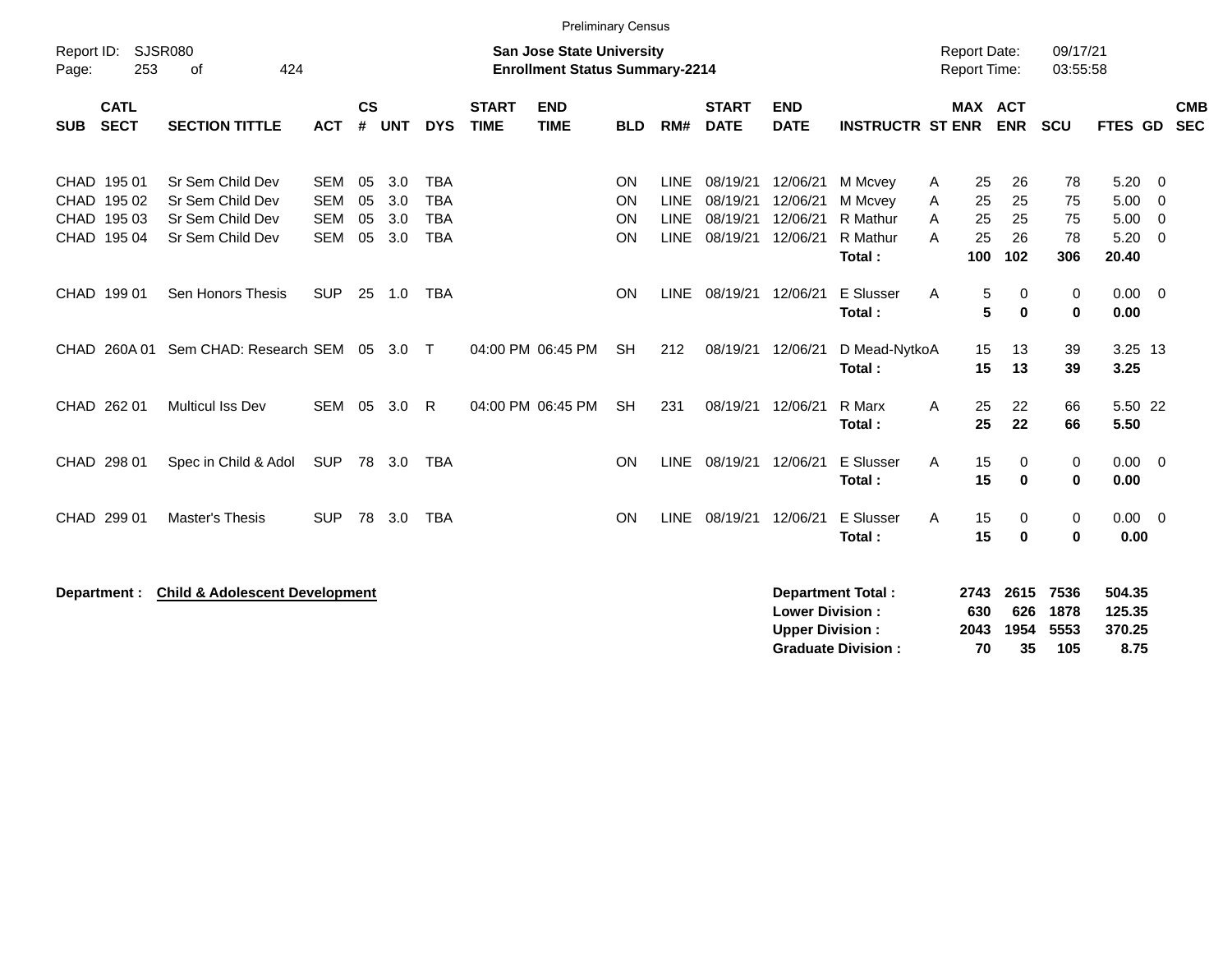Preliminary Census

Report ID: SJSR080 | **San Jose State University** | Report Date: 09/17/21
**Enrollment Status Summary-2214** | Report Time: 03:55:58

| SUB | CATL SECT | SECTION TITTLE | ACT | CS # | UNT | DYS | START TIME | END TIME | BLD | RM# | START DATE | END DATE | INSTRUCTR | ST | MAX ENR | ACT ENR | SCU | FTES | GD | CMB SEC |
|---|---|---|---|---|---|---|---|---|---|---|---|---|---|---|---|---|---|---|---|---|
| CHAD | 195 01 | Sr Sem Child Dev | SEM | 05 | 3.0 | TBA | | | ON | LINE | 08/19/21 | 12/06/21 | M Mcvey | A | 25 | 26 | 78 | 5.20 | 0 | |
| CHAD | 195 02 | Sr Sem Child Dev | SEM | 05 | 3.0 | TBA | | | ON | LINE | 08/19/21 | 12/06/21 | M Mcvey | A | 25 | 25 | 75 | 5.00 | 0 | |
| CHAD | 195 03 | Sr Sem Child Dev | SEM | 05 | 3.0 | TBA | | | ON | LINE | 08/19/21 | 12/06/21 | R Mathur | A | 25 | 25 | 75 | 5.00 | 0 | |
| CHAD | 195 04 | Sr Sem Child Dev | SEM | 05 | 3.0 | TBA | | | ON | LINE | 08/19/21 | 12/06/21 | R Mathur | A | 25 | 26 | 78 | 5.20 | 0 | |
| | | | | | | | | | | | | | **Total :** | | **100** | **102** | **306** | **20.40** | | |
| CHAD | 199 01 | Sen Honors Thesis | SUP | 25 | 1.0 | TBA | | | ON | LINE | 08/19/21 | 12/06/21 | E Slusser | A | 5 | 0 | 0 | 0.00 | 0 | |
| | | | | | | | | | | | | | **Total :** | | **5** | **0** | **0** | **0.00** | | |
| CHAD | 260A 01 | Sem CHAD: Research | SEM | 05 | 3.0 | T | 04:00 PM | 06:45 PM | SH | 212 | 08/19/21 | 12/06/21 | D Mead-Nytko | A | 15 | 13 | 39 | 3.25 | 13 | |
| | | | | | | | | | | | | | **Total :** | | **15** | **13** | **39** | **3.25** | | |
| CHAD | 262 01 | Multicul Iss Dev | SEM | 05 | 3.0 | R | 04:00 PM | 06:45 PM | SH | 231 | 08/19/21 | 12/06/21 | R Marx | A | 25 | 22 | 66 | 5.50 | 22 | |
| | | | | | | | | | | | | | **Total :** | | **25** | **22** | **66** | **5.50** | | |
| CHAD | 298 01 | Spec in Child & Adol | SUP | 78 | 3.0 | TBA | | | ON | LINE | 08/19/21 | 12/06/21 | E Slusser | A | 15 | 0 | 0 | 0.00 | 0 | |
| | | | | | | | | | | | | | **Total :** | | **15** | **0** | **0** | **0.00** | | |
| CHAD | 299 01 | Master's Thesis | SUP | 78 | 3.0 | TBA | | | ON | LINE | 08/19/21 | 12/06/21 | E Slusser | A | 15 | 0 | 0 | 0.00 | 0 | |
| | | | | | | | | | | | | | **Total :** | | **15** | **0** | **0** | **0.00** | | |

**Department : Child & Adolescent Development**

| | MAX ENR | ACT ENR | SCU | FTES |
|---|---|---|---|---|
| **Department Total :** | **2743** | **2615** | **7536** | **504.35** |
| **Lower Division :** | **630** | **626** | **1878** | **125.35** |
| **Upper Division :** | **2043** | **1954** | **5553** | **370.25** |
| **Graduate Division :** | **70** | **35** | **105** | **8.75** |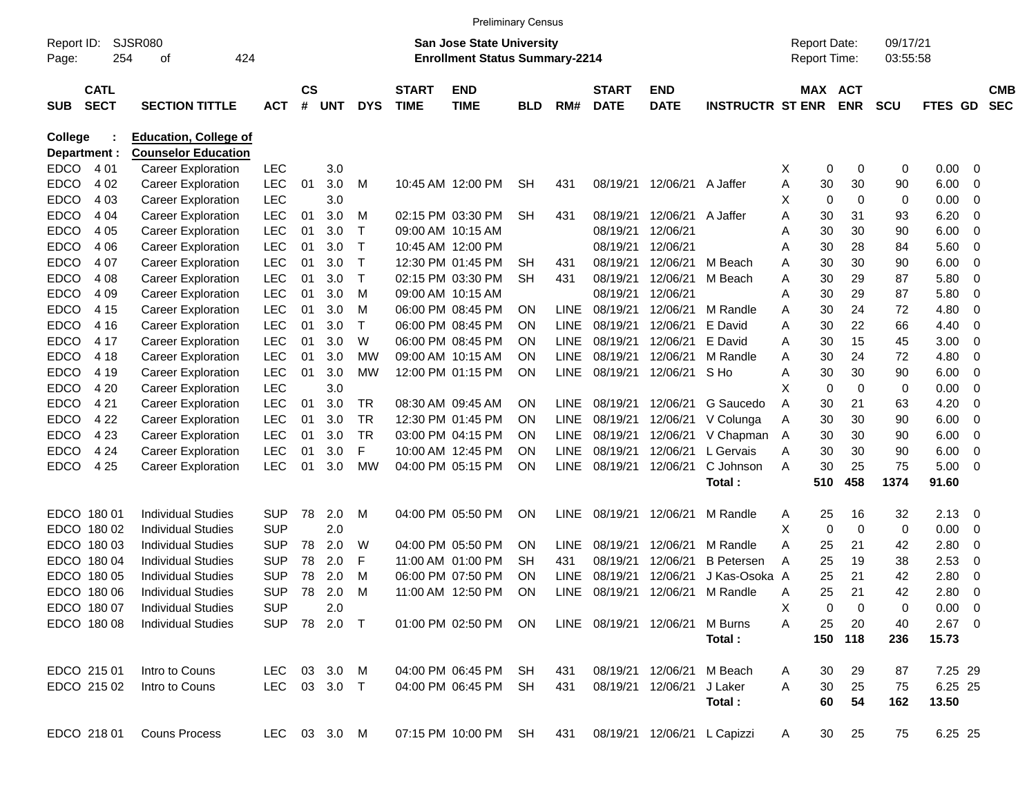Preliminary Census

Report ID: SJSR080 Page: 254 of 424

**San Jose State University**
**Enrollment Status Summary-2214**

Report Date: 09/17/21
Report Time: 03:55:58

**College : Education, College of**
**Department : Counselor Education**

| SUB | CATL SECT | SECTION TITTLE | ACT | CS # | UNT | DYS | START TIME | END TIME | BLD | RM# | START DATE | END DATE | INSTRUCTR | ST | MAX ENR | ACT ENR | SCU | FTES | GD | CMB SEC |
|---|---|---|---|---|---|---|---|---|---|---|---|---|---|---|---|---|---|---|---|---|
| EDCO | 4 01 | Career Exploration | LEC | | 3.0 | | | | | | | | | X | 0 | 0 | 0 | 0.00 | 0 | |
| EDCO | 4 02 | Career Exploration | LEC | 01 | 3.0 | M | 10:45 AM | 12:00 PM | SH | 431 | 08/19/21 | 12/06/21 | A Jaffer | A | 30 | 30 | 90 | 6.00 | 0 | |
| EDCO | 4 03 | Career Exploration | LEC | | 3.0 | | | | | | | | | X | 0 | 0 | 0 | 0.00 | 0 | |
| EDCO | 4 04 | Career Exploration | LEC | 01 | 3.0 | M | 02:15 PM | 03:30 PM | SH | 431 | 08/19/21 | 12/06/21 | A Jaffer | A | 30 | 31 | 93 | 6.20 | 0 | |
| EDCO | 4 05 | Career Exploration | LEC | 01 | 3.0 | T | 09:00 AM | 10:15 AM | | | 08/19/21 | 12/06/21 | | A | 30 | 30 | 90 | 6.00 | 0 | |
| EDCO | 4 06 | Career Exploration | LEC | 01 | 3.0 | T | 10:45 AM | 12:00 PM | | | 08/19/21 | 12/06/21 | | A | 30 | 28 | 84 | 5.60 | 0 | |
| EDCO | 4 07 | Career Exploration | LEC | 01 | 3.0 | T | 12:30 PM | 01:45 PM | SH | 431 | 08/19/21 | 12/06/21 | M Beach | A | 30 | 30 | 90 | 6.00 | 0 | |
| EDCO | 4 08 | Career Exploration | LEC | 01 | 3.0 | T | 02:15 PM | 03:30 PM | SH | 431 | 08/19/21 | 12/06/21 | M Beach | A | 30 | 29 | 87 | 5.80 | 0 | |
| EDCO | 4 09 | Career Exploration | LEC | 01 | 3.0 | M | 09:00 AM | 10:15 AM | | | 08/19/21 | 12/06/21 | | A | 30 | 29 | 87 | 5.80 | 0 | |
| EDCO | 4 15 | Career Exploration | LEC | 01 | 3.0 | M | 06:00 PM | 08:45 PM | ON | LINE | 08/19/21 | 12/06/21 | M Randle | A | 30 | 24 | 72 | 4.80 | 0 | |
| EDCO | 4 16 | Career Exploration | LEC | 01 | 3.0 | T | 06:00 PM | 08:45 PM | ON | LINE | 08/19/21 | 12/06/21 | E David | A | 30 | 22 | 66 | 4.40 | 0 | |
| EDCO | 4 17 | Career Exploration | LEC | 01 | 3.0 | W | 06:00 PM | 08:45 PM | ON | LINE | 08/19/21 | 12/06/21 | E David | A | 30 | 15 | 45 | 3.00 | 0 | |
| EDCO | 4 18 | Career Exploration | LEC | 01 | 3.0 | MW | 09:00 AM | 10:15 AM | ON | LINE | 08/19/21 | 12/06/21 | M Randle | A | 30 | 24 | 72 | 4.80 | 0 | |
| EDCO | 4 19 | Career Exploration | LEC | 01 | 3.0 | MW | 12:00 PM | 01:15 PM | ON | LINE | 08/19/21 | 12/06/21 | S Ho | A | 30 | 30 | 90 | 6.00 | 0 | |
| EDCO | 4 20 | Career Exploration | LEC | | 3.0 | | | | | | | | | X | 0 | 0 | 0 | 0.00 | 0 | |
| EDCO | 4 21 | Career Exploration | LEC | 01 | 3.0 | TR | 08:30 AM | 09:45 AM | ON | LINE | 08/19/21 | 12/06/21 | G Saucedo | A | 30 | 21 | 63 | 4.20 | 0 | |
| EDCO | 4 22 | Career Exploration | LEC | 01 | 3.0 | TR | 12:30 PM | 01:45 PM | ON | LINE | 08/19/21 | 12/06/21 | V Colunga | A | 30 | 30 | 90 | 6.00 | 0 | |
| EDCO | 4 23 | Career Exploration | LEC | 01 | 3.0 | TR | 03:00 PM | 04:15 PM | ON | LINE | 08/19/21 | 12/06/21 | V Chapman | A | 30 | 30 | 90 | 6.00 | 0 | |
| EDCO | 4 24 | Career Exploration | LEC | 01 | 3.0 | F | 10:00 AM | 12:45 PM | ON | LINE | 08/19/21 | 12/06/21 | L Gervais | A | 30 | 30 | 90 | 6.00 | 0 | |
| EDCO | 4 25 | Career Exploration | LEC | 01 | 3.0 | MW | 04:00 PM | 05:15 PM | ON | LINE | 08/19/21 | 12/06/21 | C Johnson | A | 30 | 25 | 75 | 5.00 | 0 | |
| | | | | | | | | | | | | | **Total :** | | **510** | **458** | **1374** | **91.60** | | |
| EDCO | 180 01 | Individual Studies | SUP | 78 | 2.0 | M | 04:00 PM | 05:50 PM | ON | LINE | 08/19/21 | 12/06/21 | M Randle | A | 25 | 16 | 32 | 2.13 | 0 | |
| EDCO | 180 02 | Individual Studies | SUP | | 2.0 | | | | | | | | | X | 0 | 0 | 0 | 0.00 | 0 | |
| EDCO | 180 03 | Individual Studies | SUP | 78 | 2.0 | W | 04:00 PM | 05:50 PM | ON | LINE | 08/19/21 | 12/06/21 | M Randle | A | 25 | 21 | 42 | 2.80 | 0 | |
| EDCO | 180 04 | Individual Studies | SUP | 78 | 2.0 | F | 11:00 AM | 01:00 PM | SH | 431 | 08/19/21 | 12/06/21 | B Petersen | A | 25 | 19 | 38 | 2.53 | 0 | |
| EDCO | 180 05 | Individual Studies | SUP | 78 | 2.0 | M | 06:00 PM | 07:50 PM | ON | LINE | 08/19/21 | 12/06/21 | J Kas-Osoka | A | 25 | 21 | 42 | 2.80 | 0 | |
| EDCO | 180 06 | Individual Studies | SUP | 78 | 2.0 | M | 11:00 AM | 12:50 PM | ON | LINE | 08/19/21 | 12/06/21 | M Randle | A | 25 | 21 | 42 | 2.80 | 0 | |
| EDCO | 180 07 | Individual Studies | SUP | | 2.0 | | | | | | | | | X | 0 | 0 | 0 | 0.00 | 0 | |
| EDCO | 180 08 | Individual Studies | SUP | 78 | 2.0 | T | 01:00 PM | 02:50 PM | ON | LINE | 08/19/21 | 12/06/21 | M Burns | A | 25 | 20 | 40 | 2.67 | 0 | |
| | | | | | | | | | | | | | **Total :** | | **150** | **118** | **236** | **15.73** | | |
| EDCO | 215 01 | Intro to Couns | LEC | 03 | 3.0 | M | 04:00 PM | 06:45 PM | SH | 431 | 08/19/21 | 12/06/21 | M Beach | A | 30 | 29 | 87 | 7.25 | 29 | |
| EDCO | 215 02 | Intro to Couns | LEC | 03 | 3.0 | T | 04:00 PM | 06:45 PM | SH | 431 | 08/19/21 | 12/06/21 | J Laker | A | 30 | 25 | 75 | 6.25 | 25 | |
| | | | | | | | | | | | | | **Total :** | | **60** | **54** | **162** | **13.50** | | |
| EDCO | 218 01 | Couns Process | LEC | 03 | 3.0 | M | 07:15 PM | 10:00 PM | SH | 431 | 08/19/21 | 12/06/21 | L Capizzi | A | 30 | 25 | 75 | 6.25 | 25 | |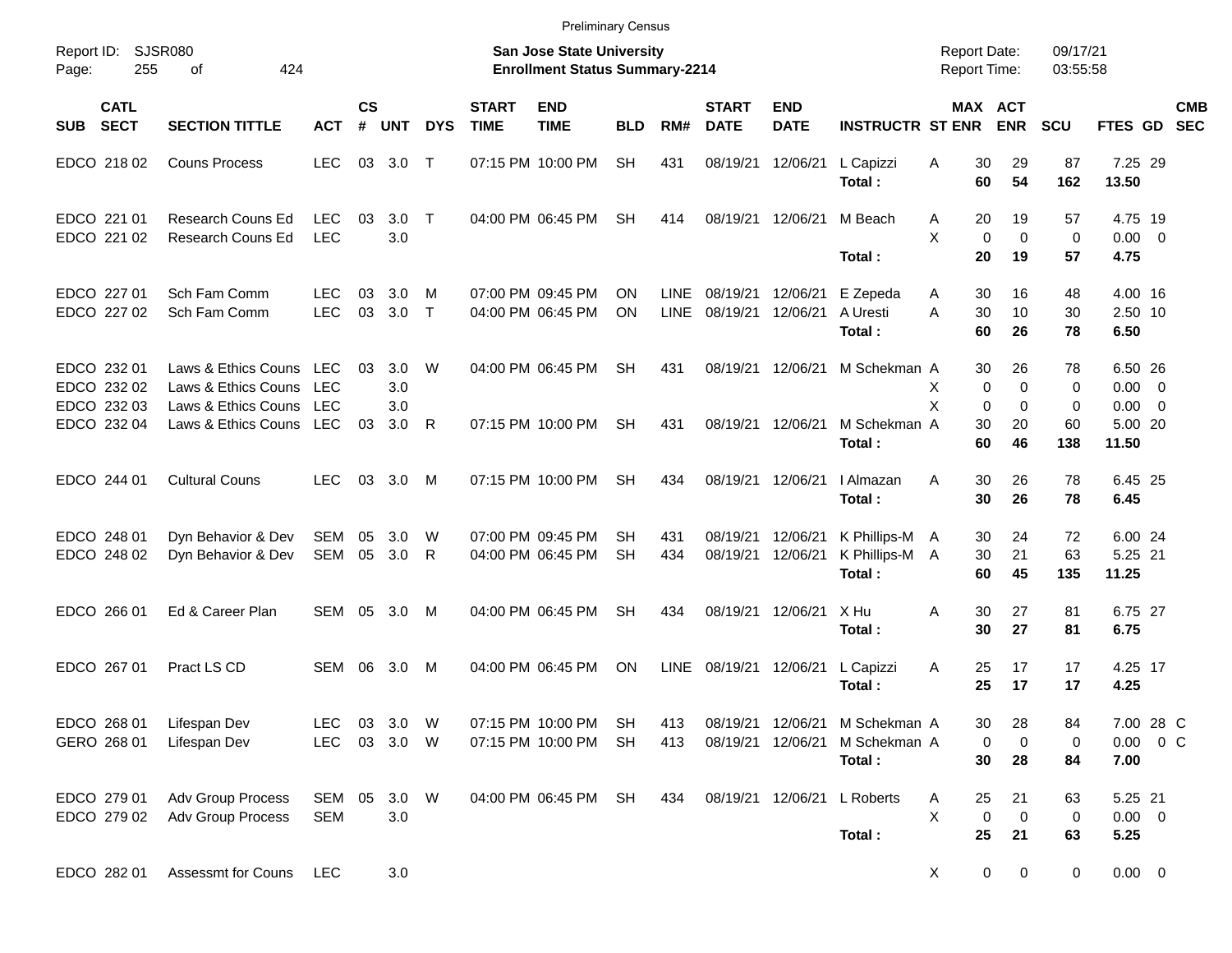Preliminary Census

Report ID: SJSR080

**San Jose State University**
**Enrollment Status Summary-2214**

Report Date: 09/17/21
Report Time: 03:55:58

| SUB | CATL SECT | SECTION TITTLE | ACT | CS # | UNT | DYS | START TIME | END TIME | BLD | RM# | START DATE | END DATE | INSTRUCTR | ST | MAX ENR | ACT ENR | SCU | FTES | GD | CMB SEC |
|---|---|---|---|---|---|---|---|---|---|---|---|---|---|---|---|---|---|---|---|---|
| EDCO | 218 02 | Couns Process | LEC | 03 | 3.0 | T | 07:15 PM | 10:00 PM | SH | 431 | 08/19/21 | 12/06/21 | L Capizzi | A | 30 | 29 | 87 | 7.25 | 29 | |
| | | | | | | | | | | | | | **Total :** | | **60** | **54** | **162** | **13.50** | | |
| EDCO | 221 01 | Research Couns Ed | LEC | 03 | 3.0 | T | 04:00 PM | 06:45 PM | SH | 414 | 08/19/21 | 12/06/21 | M Beach | A | 20 | 19 | 57 | 4.75 | 19 | |
| EDCO | 221 02 | Research Couns Ed | LEC | | 3.0 | | | | | | | | | X | 0 | 0 | 0 | 0.00 | 0 | |
| | | | | | | | | | | | | | **Total :** | | **20** | **19** | **57** | **4.75** | | |
| EDCO | 227 01 | Sch Fam Comm | LEC | 03 | 3.0 | M | 07:00 PM | 09:45 PM | ON | LINE | 08/19/21 | 12/06/21 | E Zepeda | A | 30 | 16 | 48 | 4.00 | 16 | |
| EDCO | 227 02 | Sch Fam Comm | LEC | 03 | 3.0 | T | 04:00 PM | 06:45 PM | ON | LINE | 08/19/21 | 12/06/21 | A Uresti | A | 30 | 10 | 30 | 2.50 | 10 | |
| | | | | | | | | | | | | | **Total :** | | **60** | **26** | **78** | **6.50** | | |
| EDCO | 232 01 | Laws & Ethics Couns | LEC | 03 | 3.0 | W | 04:00 PM | 06:45 PM | SH | 431 | 08/19/21 | 12/06/21 | M Schekman | A | 30 | 26 | 78 | 6.50 | 26 | |
| EDCO | 232 02 | Laws & Ethics Couns | LEC | | 3.0 | | | | | | | | | X | 0 | 0 | 0 | 0.00 | 0 | |
| EDCO | 232 03 | Laws & Ethics Couns | LEC | | 3.0 | | | | | | | | | X | 0 | 0 | 0 | 0.00 | 0 | |
| EDCO | 232 04 | Laws & Ethics Couns | LEC | 03 | 3.0 | R | 07:15 PM | 10:00 PM | SH | 431 | 08/19/21 | 12/06/21 | M Schekman | A | 30 | 20 | 60 | 5.00 | 20 | |
| | | | | | | | | | | | | | **Total :** | | **60** | **46** | **138** | **11.50** | | |
| EDCO | 244 01 | Cultural Couns | LEC | 03 | 3.0 | M | 07:15 PM | 10:00 PM | SH | 434 | 08/19/21 | 12/06/21 | I Almazan | A | 30 | 26 | 78 | 6.45 | 25 | |
| | | | | | | | | | | | | | **Total :** | | **30** | **26** | **78** | **6.45** | | |
| EDCO | 248 01 | Dyn Behavior & Dev | SEM | 05 | 3.0 | W | 07:00 PM | 09:45 PM | SH | 431 | 08/19/21 | 12/06/21 | K Phillips-M | A | 30 | 24 | 72 | 6.00 | 24 | |
| EDCO | 248 02 | Dyn Behavior & Dev | SEM | 05 | 3.0 | R | 04:00 PM | 06:45 PM | SH | 434 | 08/19/21 | 12/06/21 | K Phillips-M | A | 30 | 21 | 63 | 5.25 | 21 | |
| | | | | | | | | | | | | | **Total :** | | **60** | **45** | **135** | **11.25** | | |
| EDCO | 266 01 | Ed & Career Plan | SEM | 05 | 3.0 | M | 04:00 PM | 06:45 PM | SH | 434 | 08/19/21 | 12/06/21 | X Hu | A | 30 | 27 | 81 | 6.75 | 27 | |
| | | | | | | | | | | | | | **Total :** | | **30** | **27** | **81** | **6.75** | | |
| EDCO | 267 01 | Pract LS CD | SEM | 06 | 3.0 | M | 04:00 PM | 06:45 PM | ON | LINE | 08/19/21 | 12/06/21 | L Capizzi | A | 25 | 17 | 17 | 4.25 | 17 | |
| | | | | | | | | | | | | | **Total :** | | **25** | **17** | **17** | **4.25** | | |
| EDCO | 268 01 | Lifespan Dev | LEC | 03 | 3.0 | W | 07:15 PM | 10:00 PM | SH | 413 | 08/19/21 | 12/06/21 | M Schekman | A | 30 | 28 | 84 | 7.00 | 28 | C |
| GERO | 268 01 | Lifespan Dev | LEC | 03 | 3.0 | W | 07:15 PM | 10:00 PM | SH | 413 | 08/19/21 | 12/06/21 | M Schekman | A | 0 | 0 | 0 | 0.00 | 0 | C |
| | | | | | | | | | | | | | **Total :** | | **30** | **28** | **84** | **7.00** | | |
| EDCO | 279 01 | Adv Group Process | SEM | 05 | 3.0 | W | 04:00 PM | 06:45 PM | SH | 434 | 08/19/21 | 12/06/21 | L Roberts | A | 25 | 21 | 63 | 5.25 | 21 | |
| EDCO | 279 02 | Adv Group Process | SEM | | 3.0 | | | | | | | | | X | 0 | 0 | 0 | 0.00 | 0 | |
| | | | | | | | | | | | | | **Total :** | | **25** | **21** | **63** | **5.25** | | |
| EDCO | 282 01 | Assessmt for Couns | LEC | | 3.0 | | | | | | | | | X | 0 | 0 | 0 | 0.00 | 0 | |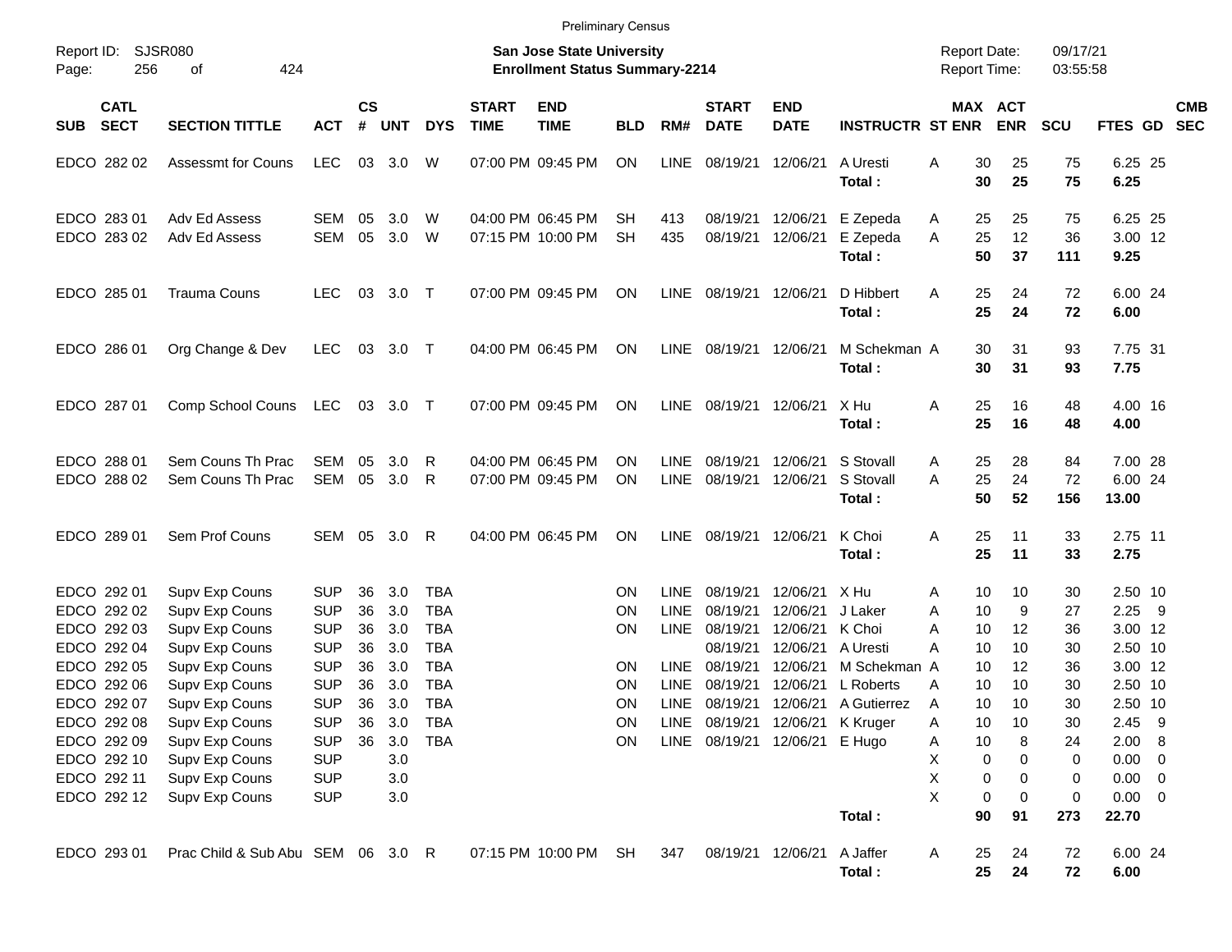Preliminary Census

Report ID: SJSR080

**San Jose State University**
**Enrollment Status Summary-2214**

Report Date: 09/17/21
Report Time: 03:55:58

| SUB | CATL SECT | SECTION TITTLE | ACT | CS # | UNT | DYS | START TIME | END TIME | BLD | RM# | START DATE | END DATE | INSTRUCTR | ST | MAX ENR | ACT ENR | SCU | FTES | GD | CMB SEC |
|---|---|---|---|---|---|---|---|---|---|---|---|---|---|---|---|---|---|---|---|---|
| EDCO | 282 02 | Assessmt for Couns | LEC | 03 | 3.0 | W | 07:00 PM | 09:45 PM | ON | LINE | 08/19/21 | 12/06/21 | A Uresti | A | 30 | 25 | 75 | 6.25 | 25 | |
| | | | | | | | | | | | | | **Total :** | | **30** | **25** | **75** | **6.25** | | |
| EDCO | 283 01 | Adv Ed Assess | SEM | 05 | 3.0 | W | 04:00 PM | 06:45 PM | SH | 413 | 08/19/21 | 12/06/21 | E Zepeda | A | 25 | 25 | 75 | 6.25 | 25 | |
| EDCO | 283 02 | Adv Ed Assess | SEM | 05 | 3.0 | W | 07:15 PM | 10:00 PM | SH | 435 | 08/19/21 | 12/06/21 | E Zepeda | A | 25 | 12 | 36 | 3.00 | 12 | |
| | | | | | | | | | | | | | **Total :** | | **50** | **37** | **111** | **9.25** | | |
| EDCO | 285 01 | Trauma Couns | LEC | 03 | 3.0 | T | 07:00 PM | 09:45 PM | ON | LINE | 08/19/21 | 12/06/21 | D Hibbert | A | 25 | 24 | 72 | 6.00 | 24 | |
| | | | | | | | | | | | | | **Total :** | | **25** | **24** | **72** | **6.00** | | |
| EDCO | 286 01 | Org Change & Dev | LEC | 03 | 3.0 | T | 04:00 PM | 06:45 PM | ON | LINE | 08/19/21 | 12/06/21 | M Schekman | A | 30 | 31 | 93 | 7.75 | 31 | |
| | | | | | | | | | | | | | **Total :** | | **30** | **31** | **93** | **7.75** | | |
| EDCO | 287 01 | Comp School Couns | LEC | 03 | 3.0 | T | 07:00 PM | 09:45 PM | ON | LINE | 08/19/21 | 12/06/21 | X Hu | A | 25 | 16 | 48 | 4.00 | 16 | |
| | | | | | | | | | | | | | **Total :** | | **25** | **16** | **48** | **4.00** | | |
| EDCO | 288 01 | Sem Couns Th Prac | SEM | 05 | 3.0 | R | 04:00 PM | 06:45 PM | ON | LINE | 08/19/21 | 12/06/21 | S Stovall | A | 25 | 28 | 84 | 7.00 | 28 | |
| EDCO | 288 02 | Sem Couns Th Prac | SEM | 05 | 3.0 | R | 07:00 PM | 09:45 PM | ON | LINE | 08/19/21 | 12/06/21 | S Stovall | A | 25 | 24 | 72 | 6.00 | 24 | |
| | | | | | | | | | | | | | **Total :** | | **50** | **52** | **156** | **13.00** | | |
| EDCO | 289 01 | Sem Prof Couns | SEM | 05 | 3.0 | R | 04:00 PM | 06:45 PM | ON | LINE | 08/19/21 | 12/06/21 | K Choi | A | 25 | 11 | 33 | 2.75 | 11 | |
| | | | | | | | | | | | | | **Total :** | | **25** | **11** | **33** | **2.75** | | |
| EDCO | 292 01 | Supv Exp Couns | SUP | 36 | 3.0 | TBA | | | ON | LINE | 08/19/21 | 12/06/21 | X Hu | A | 10 | 10 | 30 | 2.50 | 10 | |
| EDCO | 292 02 | Supv Exp Couns | SUP | 36 | 3.0 | TBA | | | ON | LINE | 08/19/21 | 12/06/21 | J Laker | A | 10 | 9 | 27 | 2.25 | 9 | |
| EDCO | 292 03 | Supv Exp Couns | SUP | 36 | 3.0 | TBA | | | ON | LINE | 08/19/21 | 12/06/21 | K Choi | A | 10 | 12 | 36 | 3.00 | 12 | |
| EDCO | 292 04 | Supv Exp Couns | SUP | 36 | 3.0 | TBA | | | | | 08/19/21 | 12/06/21 | A Uresti | A | 10 | 10 | 30 | 2.50 | 10 | |
| EDCO | 292 05 | Supv Exp Couns | SUP | 36 | 3.0 | TBA | | | ON | LINE | 08/19/21 | 12/06/21 | M Schekman | A | 10 | 12 | 36 | 3.00 | 12 | |
| EDCO | 292 06 | Supv Exp Couns | SUP | 36 | 3.0 | TBA | | | ON | LINE | 08/19/21 | 12/06/21 | L Roberts | A | 10 | 10 | 30 | 2.50 | 10 | |
| EDCO | 292 07 | Supv Exp Couns | SUP | 36 | 3.0 | TBA | | | ON | LINE | 08/19/21 | 12/06/21 | A Gutierrez | A | 10 | 10 | 30 | 2.50 | 10 | |
| EDCO | 292 08 | Supv Exp Couns | SUP | 36 | 3.0 | TBA | | | ON | LINE | 08/19/21 | 12/06/21 | K Kruger | A | 10 | 10 | 30 | 2.45 | 9 | |
| EDCO | 292 09 | Supv Exp Couns | SUP | 36 | 3.0 | TBA | | | ON | LINE | 08/19/21 | 12/06/21 | E Hugo | A | 10 | 8 | 24 | 2.00 | 8 | |
| EDCO | 292 10 | Supv Exp Couns | SUP | | 3.0 | | | | | | | | | X | 0 | 0 | 0 | 0.00 | 0 | |
| EDCO | 292 11 | Supv Exp Couns | SUP | | 3.0 | | | | | | | | | X | 0 | 0 | 0 | 0.00 | 0 | |
| EDCO | 292 12 | Supv Exp Couns | SUP | | 3.0 | | | | | | | | | X | 0 | 0 | 0 | 0.00 | 0 | |
| | | | | | | | | | | | | | **Total :** | | **90** | **91** | **273** | **22.70** | | |
| EDCO | 293 01 | Prac Child & Sub Abu | SEM | 06 | 3.0 | R | 07:15 PM | 10:00 PM | SH | 347 | 08/19/21 | 12/06/21 | A Jaffer | A | 25 | 24 | 72 | 6.00 | 24 | |
| | | | | | | | | | | | | | **Total :** | | **25** | **24** | **72** | **6.00** | | |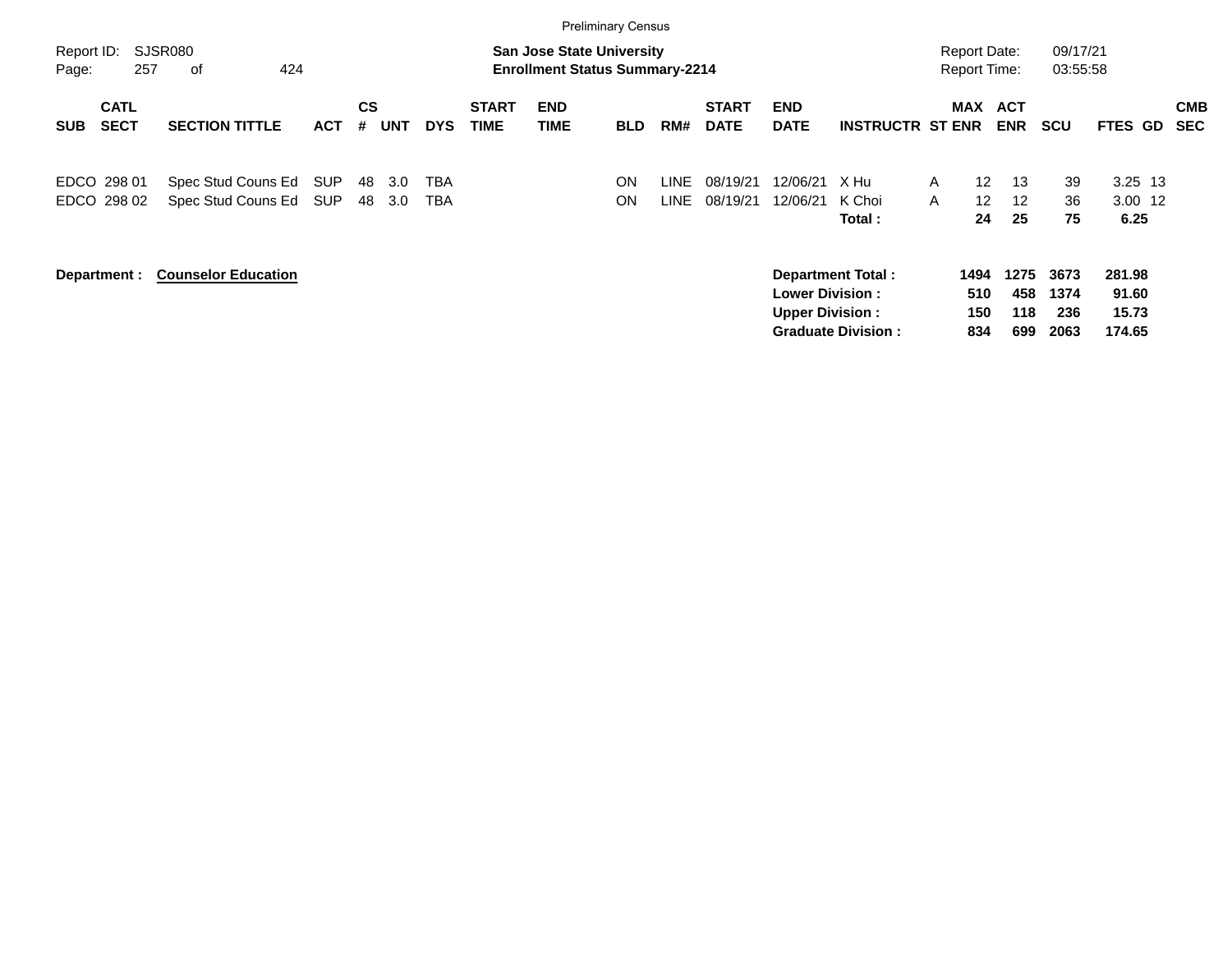Preliminary Census

**San Jose State University**
**Enrollment Status Summary-2214**

Report ID: SJSR080
Report Date: 09/17/21
Report Time: 03:55:58

| SUB | CATL SECT | SECTION TITTLE | ACT | CS # | UNT | DYS | START TIME | END TIME | BLD | RM# | START DATE | END DATE | INSTRUCTR | ST | MAX ENR | ACT ENR | SCU | FTES | GD | CMB SEC |
|---|---|---|---|---|---|---|---|---|---|---|---|---|---|---|---|---|---|---|---|---|
| EDCO | 298 01 | Spec Stud Couns Ed | SUP | 48 | 3.0 | TBA | | | ON | LINE | 08/19/21 | 12/06/21 | X Hu | A | 12 | 13 | 39 | 3.25 | 13 | |
| EDCO | 298 02 | Spec Stud Couns Ed | SUP | 48 | 3.0 | TBA | | | ON | LINE | 08/19/21 | 12/06/21 | K Choi | A | 12 | 12 | 36 | 3.00 | 12 | |
| | | | | | | | | | | | | | **Total :** | | **24** | **25** | **75** | **6.25** | | |

**Department :** **Counselor Education**

| | MAX ENR | ACT ENR | SCU | FTES |
|---|---|---|---|---|
| **Department Total :** | **1494** | **1275** | **3673** | **281.98** |
| **Lower Division :** | **510** | **458** | **1374** | **91.60** |
| **Upper Division :** | **150** | **118** | **236** | **15.73** |
| **Graduate Division :** | **834** | **699** | **2063** | **174.65** |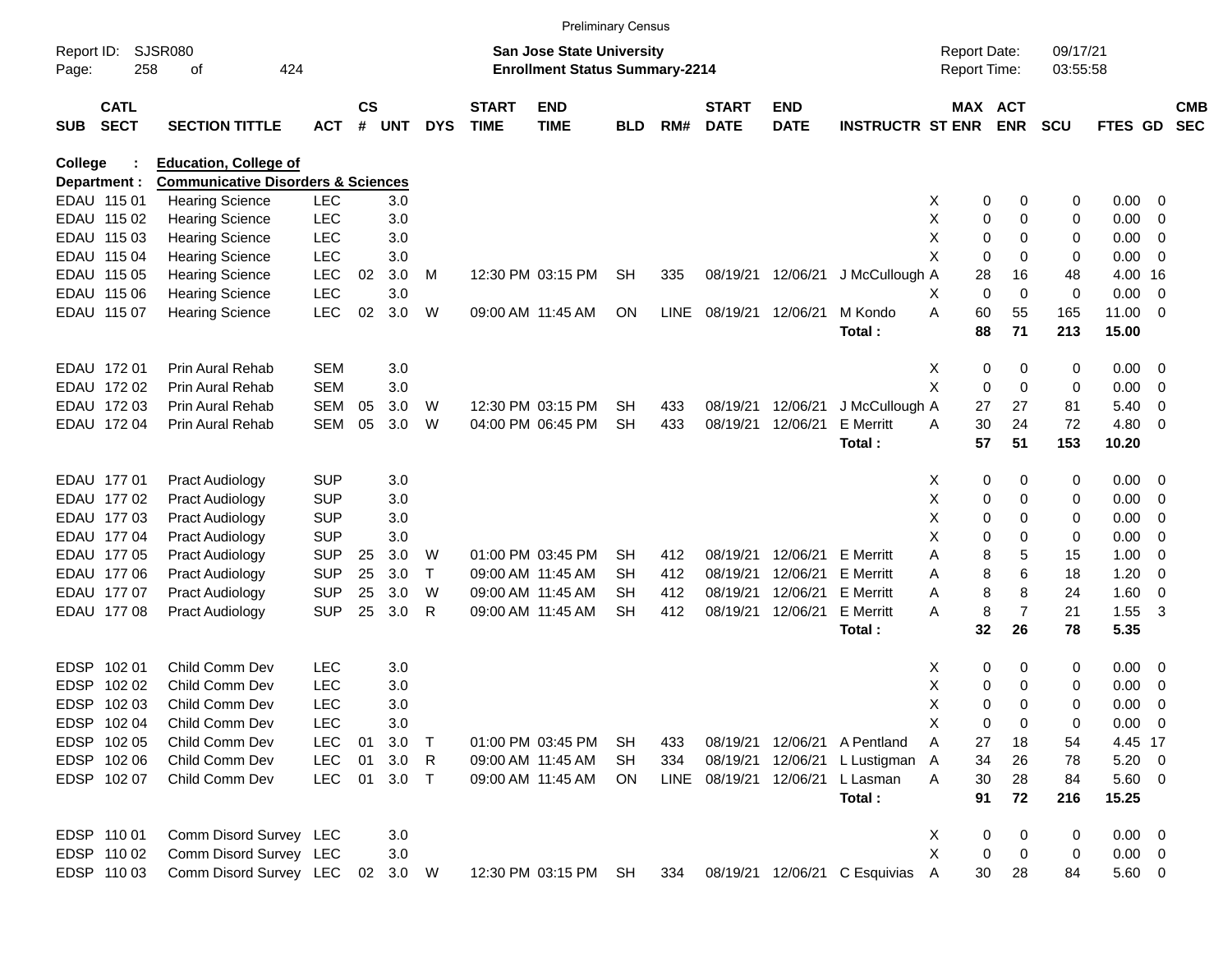Preliminary Census

Report ID: SJSR080

**San Jose State University**
**Enrollment Status Summary-2214**

Report Date: 09/17/21
Report Time: 03:55:58

**College : Education, College of**
**Department : Communicative Disorders & Sciences**

| SUB | CATL SECT | SECTION TITTLE | ACT | CS # | UNT | DYS | START TIME | END TIME | BLD | RM# | START DATE | END DATE | INSTRUCTR | ST | MAX ENR | ACT ENR | SCU | FTES | GD | CMB SEC |
|---|---|---|---|---|---|---|---|---|---|---|---|---|---|---|---|---|---|---|---|---|
| EDAU | 115 01 | Hearing Science | LEC | | 3.0 | | | | | | | | | X | 0 | 0 | 0 | 0.00 | 0 | |
| EDAU | 115 02 | Hearing Science | LEC | | 3.0 | | | | | | | | | X | 0 | 0 | 0 | 0.00 | 0 | |
| EDAU | 115 03 | Hearing Science | LEC | | 3.0 | | | | | | | | | X | 0 | 0 | 0 | 0.00 | 0 | |
| EDAU | 115 04 | Hearing Science | LEC | | 3.0 | | | | | | | | | X | 0 | 0 | 0 | 0.00 | 0 | |
| EDAU | 115 05 | Hearing Science | LEC | 02 | 3.0 | M | 12:30 PM | 03:15 PM | SH | 335 | 08/19/21 | 12/06/21 | J McCullough | A | 28 | 16 | 48 | 4.00 | 16 | |
| EDAU | 115 06 | Hearing Science | LEC | | 3.0 | | | | | | | | | X | 0 | 0 | 0 | 0.00 | 0 | |
| EDAU | 115 07 | Hearing Science | LEC | 02 | 3.0 | W | 09:00 AM | 11:45 AM | ON | LINE | 08/19/21 | 12/06/21 | M Kondo | A | 60 | 55 | 165 | 11.00 | 0 | |
| | | | | | | | | | | | | | **Total :** | | **88** | **71** | **213** | **15.00** | | |
| EDAU | 172 01 | Prin Aural Rehab | SEM | | 3.0 | | | | | | | | | X | 0 | 0 | 0 | 0.00 | 0 | |
| EDAU | 172 02 | Prin Aural Rehab | SEM | | 3.0 | | | | | | | | | X | 0 | 0 | 0 | 0.00 | 0 | |
| EDAU | 172 03 | Prin Aural Rehab | SEM | 05 | 3.0 | W | 12:30 PM | 03:15 PM | SH | 433 | 08/19/21 | 12/06/21 | J McCullough | A | 27 | 27 | 81 | 5.40 | 0 | |
| EDAU | 172 04 | Prin Aural Rehab | SEM | 05 | 3.0 | W | 04:00 PM | 06:45 PM | SH | 433 | 08/19/21 | 12/06/21 | E Merritt | A | 30 | 24 | 72 | 4.80 | 0 | |
| | | | | | | | | | | | | | **Total :** | | **57** | **51** | **153** | **10.20** | | |
| EDAU | 177 01 | Pract Audiology | SUP | | 3.0 | | | | | | | | | X | 0 | 0 | 0 | 0.00 | 0 | |
| EDAU | 177 02 | Pract Audiology | SUP | | 3.0 | | | | | | | | | X | 0 | 0 | 0 | 0.00 | 0 | |
| EDAU | 177 03 | Pract Audiology | SUP | | 3.0 | | | | | | | | | X | 0 | 0 | 0 | 0.00 | 0 | |
| EDAU | 177 04 | Pract Audiology | SUP | | 3.0 | | | | | | | | | X | 0 | 0 | 0 | 0.00 | 0 | |
| EDAU | 177 05 | Pract Audiology | SUP | 25 | 3.0 | W | 01:00 PM | 03:45 PM | SH | 412 | 08/19/21 | 12/06/21 | E Merritt | A | 8 | 5 | 15 | 1.00 | 0 | |
| EDAU | 177 06 | Pract Audiology | SUP | 25 | 3.0 | T | 09:00 AM | 11:45 AM | SH | 412 | 08/19/21 | 12/06/21 | E Merritt | A | 8 | 6 | 18 | 1.20 | 0 | |
| EDAU | 177 07 | Pract Audiology | SUP | 25 | 3.0 | W | 09:00 AM | 11:45 AM | SH | 412 | 08/19/21 | 12/06/21 | E Merritt | A | 8 | 8 | 24 | 1.60 | 0 | |
| EDAU | 177 08 | Pract Audiology | SUP | 25 | 3.0 | R | 09:00 AM | 11:45 AM | SH | 412 | 08/19/21 | 12/06/21 | E Merritt | A | 8 | 7 | 21 | 1.55 | 3 | |
| | | | | | | | | | | | | | **Total :** | | **32** | **26** | **78** | **5.35** | | |
| EDSP | 102 01 | Child Comm Dev | LEC | | 3.0 | | | | | | | | | X | 0 | 0 | 0 | 0.00 | 0 | |
| EDSP | 102 02 | Child Comm Dev | LEC | | 3.0 | | | | | | | | | X | 0 | 0 | 0 | 0.00 | 0 | |
| EDSP | 102 03 | Child Comm Dev | LEC | | 3.0 | | | | | | | | | X | 0 | 0 | 0 | 0.00 | 0 | |
| EDSP | 102 04 | Child Comm Dev | LEC | | 3.0 | | | | | | | | | X | 0 | 0 | 0 | 0.00 | 0 | |
| EDSP | 102 05 | Child Comm Dev | LEC | 01 | 3.0 | T | 01:00 PM | 03:45 PM | SH | 433 | 08/19/21 | 12/06/21 | A Pentland | A | 27 | 18 | 54 | 4.45 | 17 | |
| EDSP | 102 06 | Child Comm Dev | LEC | 01 | 3.0 | R | 09:00 AM | 11:45 AM | SH | 334 | 08/19/21 | 12/06/21 | L Lustigman | A | 34 | 26 | 78 | 5.20 | 0 | |
| EDSP | 102 07 | Child Comm Dev | LEC | 01 | 3.0 | T | 09:00 AM | 11:45 AM | ON | LINE | 08/19/21 | 12/06/21 | L Lasman | A | 30 | 28 | 84 | 5.60 | 0 | |
| | | | | | | | | | | | | | **Total :** | | **91** | **72** | **216** | **15.25** | | |
| EDSP | 110 01 | Comm Disord Survey | LEC | | 3.0 | | | | | | | | | X | 0 | 0 | 0 | 0.00 | 0 | |
| EDSP | 110 02 | Comm Disord Survey | LEC | | 3.0 | | | | | | | | | X | 0 | 0 | 0 | 0.00 | 0 | |
| EDSP | 110 03 | Comm Disord Survey | LEC | 02 | 3.0 | W | 12:30 PM | 03:15 PM | SH | 334 | 08/19/21 | 12/06/21 | C Esquivias | A | 30 | 28 | 84 | 5.60 | 0 | |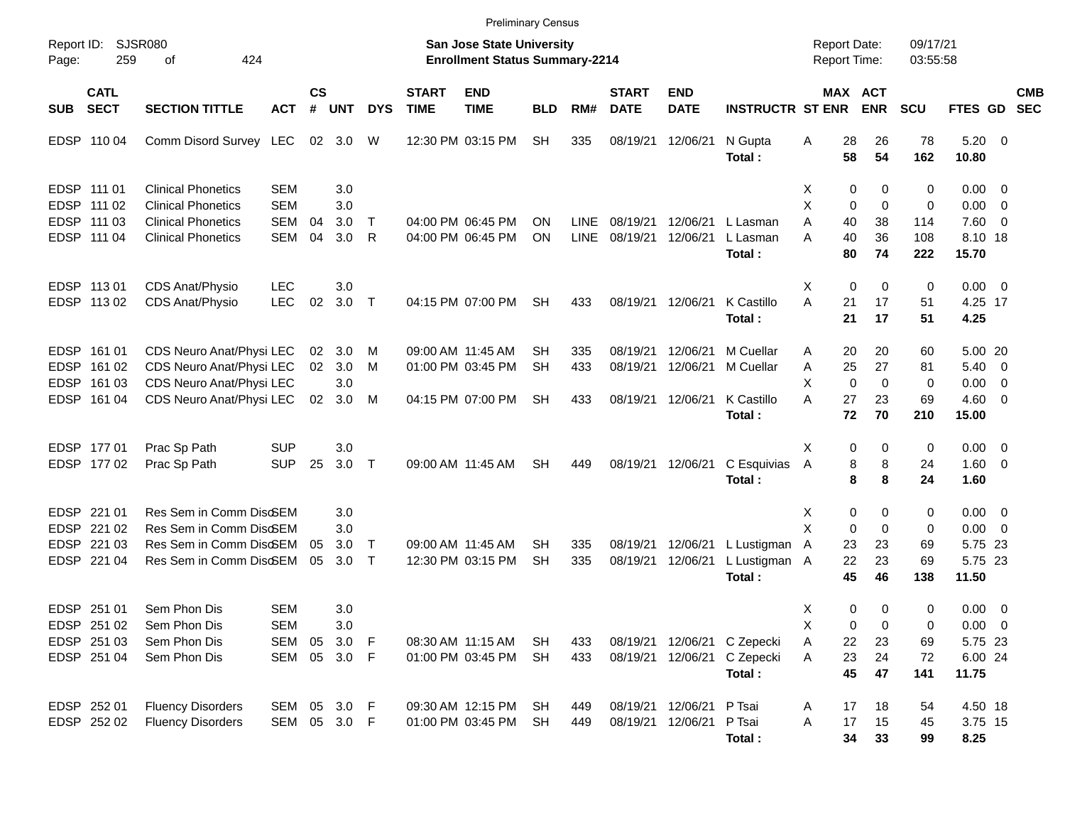Preliminary Census

Report ID: SJSR080
Page: 259 of 424

**San Jose State University**
**Enrollment Status Summary-2214**

Report Date: 09/17/21
Report Time: 03:55:58

| SUB | CATL SECT | SECTION TITTLE | ACT | CS # | UNT | DYS | START TIME | END TIME | BLD | RM# | START DATE | END DATE | INSTRUCTR | ST | MAX ENR | ACT ENR | SCU | FTES | GD | CMB SEC |
|---|---|---|---|---|---|---|---|---|---|---|---|---|---|---|---|---|---|---|---|---|
| EDSP | 110 04 | Comm Disord Survey | LEC | 02 | 3.0 | W | 12:30 PM | 03:15 PM | SH | 335 | 08/19/21 | 12/06/21 | N Gupta | A | 28 | 26 | 78 | 5.20 | 0 | |
| | | | | | | | | | | | | | **Total :** | | **58** | **54** | **162** | **10.80** | | |
| EDSP | 111 01 | Clinical Phonetics | SEM | | 3.0 | | | | | | | | | X | 0 | 0 | 0 | 0.00 | 0 | |
| EDSP | 111 02 | Clinical Phonetics | SEM | | 3.0 | | | | | | | | | X | 0 | 0 | 0 | 0.00 | 0 | |
| EDSP | 111 03 | Clinical Phonetics | SEM | 04 | 3.0 | T | 04:00 PM | 06:45 PM | ON | LINE | 08/19/21 | 12/06/21 | L Lasman | A | 40 | 38 | 114 | 7.60 | 0 | |
| EDSP | 111 04 | Clinical Phonetics | SEM | 04 | 3.0 | R | 04:00 PM | 06:45 PM | ON | LINE | 08/19/21 | 12/06/21 | L Lasman | A | 40 | 36 | 108 | 8.10 | 18 | |
| | | | | | | | | | | | | | **Total :** | | **80** | **74** | **222** | **15.70** | | |
| EDSP | 113 01 | CDS Anat/Physio | LEC | | 3.0 | | | | | | | | | X | 0 | 0 | 0 | 0.00 | 0 | |
| EDSP | 113 02 | CDS Anat/Physio | LEC | 02 | 3.0 | T | 04:15 PM | 07:00 PM | SH | 433 | 08/19/21 | 12/06/21 | K Castillo | A | 21 | 17 | 51 | 4.25 | 17 | |
| | | | | | | | | | | | | | **Total :** | | **21** | **17** | **51** | **4.25** | | |
| EDSP | 161 01 | CDS Neuro Anat/Physi | LEC | 02 | 3.0 | M | 09:00 AM | 11:45 AM | SH | 335 | 08/19/21 | 12/06/21 | M Cuellar | A | 20 | 20 | 60 | 5.00 | 20 | |
| EDSP | 161 02 | CDS Neuro Anat/Physi | LEC | 02 | 3.0 | M | 01:00 PM | 03:45 PM | SH | 433 | 08/19/21 | 12/06/21 | M Cuellar | A | 25 | 27 | 81 | 5.40 | 0 | |
| EDSP | 161 03 | CDS Neuro Anat/Physi | LEC | | 3.0 | | | | | | | | | X | 0 | 0 | 0 | 0.00 | 0 | |
| EDSP | 161 04 | CDS Neuro Anat/Physi | LEC | 02 | 3.0 | M | 04:15 PM | 07:00 PM | SH | 433 | 08/19/21 | 12/06/21 | K Castillo | A | 27 | 23 | 69 | 4.60 | 0 | |
| | | | | | | | | | | | | | **Total :** | | **72** | **70** | **210** | **15.00** | | |
| EDSP | 177 01 | Prac Sp Path | SUP | | 3.0 | | | | | | | | | X | 0 | 0 | 0 | 0.00 | 0 | |
| EDSP | 177 02 | Prac Sp Path | SUP | 25 | 3.0 | T | 09:00 AM | 11:45 AM | SH | 449 | 08/19/21 | 12/06/21 | C Esquivias | A | 8 | 8 | 24 | 1.60 | 0 | |
| | | | | | | | | | | | | | **Total :** | | **8** | **8** | **24** | **1.60** | | |
| EDSP | 221 01 | Res Sem in Comm Diso | SEM | | 3.0 | | | | | | | | | X | 0 | 0 | 0 | 0.00 | 0 | |
| EDSP | 221 02 | Res Sem in Comm Diso | SEM | | 3.0 | | | | | | | | | X | 0 | 0 | 0 | 0.00 | 0 | |
| EDSP | 221 03 | Res Sem in Comm Diso | SEM | 05 | 3.0 | T | 09:00 AM | 11:45 AM | SH | 335 | 08/19/21 | 12/06/21 | L Lustigman | A | 23 | 23 | 69 | 5.75 | 23 | |
| EDSP | 221 04 | Res Sem in Comm Diso | SEM | 05 | 3.0 | T | 12:30 PM | 03:15 PM | SH | 335 | 08/19/21 | 12/06/21 | L Lustigman | A | 22 | 23 | 69 | 5.75 | 23 | |
| | | | | | | | | | | | | | **Total :** | | **45** | **46** | **138** | **11.50** | | |
| EDSP | 251 01 | Sem Phon Dis | SEM | | 3.0 | | | | | | | | | X | 0 | 0 | 0 | 0.00 | 0 | |
| EDSP | 251 02 | Sem Phon Dis | SEM | | 3.0 | | | | | | | | | X | 0 | 0 | 0 | 0.00 | 0 | |
| EDSP | 251 03 | Sem Phon Dis | SEM | 05 | 3.0 | F | 08:30 AM | 11:15 AM | SH | 433 | 08/19/21 | 12/06/21 | C Zepecki | A | 22 | 23 | 69 | 5.75 | 23 | |
| EDSP | 251 04 | Sem Phon Dis | SEM | 05 | 3.0 | F | 01:00 PM | 03:45 PM | SH | 433 | 08/19/21 | 12/06/21 | C Zepecki | A | 23 | 24 | 72 | 6.00 | 24 | |
| | | | | | | | | | | | | | **Total :** | | **45** | **47** | **141** | **11.75** | | |
| EDSP | 252 01 | Fluency Disorders | SEM | 05 | 3.0 | F | 09:30 AM | 12:15 PM | SH | 449 | 08/19/21 | 12/06/21 | P Tsai | A | 17 | 18 | 54 | 4.50 | 18 | |
| EDSP | 252 02 | Fluency Disorders | SEM | 05 | 3.0 | F | 01:00 PM | 03:45 PM | SH | 449 | 08/19/21 | 12/06/21 | P Tsai | A | 17 | 15 | 45 | 3.75 | 15 | |
| | | | | | | | | | | | | | **Total :** | | **34** | **33** | **99** | **8.25** | | |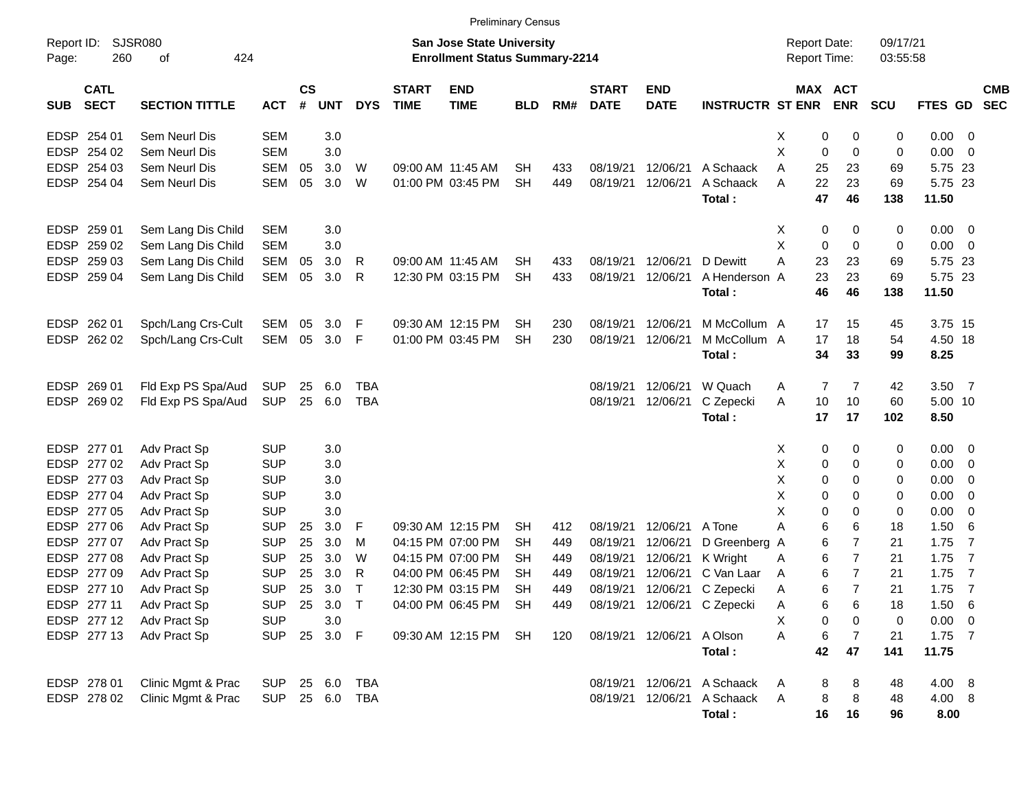Preliminary Census

Report ID: SJSR080
Page: 260 of 424

**San Jose State University**
**Enrollment Status Summary-2214**

Report Date: 09/17/21
Report Time: 03:55:58

| SUB | CATL SECT | SECTION TITTLE | ACT | CS # | UNT | DYS | START TIME | END TIME | BLD | RM# | START DATE | END DATE | INSTRUCTR | ST | MAX ENR | ACT ENR | SCU | FTES | GD | CMB SEC |
|---|---|---|---|---|---|---|---|---|---|---|---|---|---|---|---|---|---|---|---|---|
| EDSP | 254 01 | Sem Neurl Dis | SEM | | 3.0 | | | | | | | | | X | 0 | 0 | 0 | 0.00 | 0 | |
| EDSP | 254 02 | Sem Neurl Dis | SEM | | 3.0 | | | | | | | | | X | 0 | 0 | 0 | 0.00 | 0 | |
| EDSP | 254 03 | Sem Neurl Dis | SEM | 05 | 3.0 | W | 09:00 AM | 11:45 AM | SH | 433 | 08/19/21 | 12/06/21 | A Schaack | A | 25 | 23 | 69 | 5.75 | 23 | |
| EDSP | 254 04 | Sem Neurl Dis | SEM | 05 | 3.0 | W | 01:00 PM | 03:45 PM | SH | 449 | 08/19/21 | 12/06/21 | A Schaack | A | 22 | 23 | 69 | 5.75 | 23 | |
| | | | | | | | | | | | | | **Total :** | | **47** | **46** | **138** | **11.50** | | |
| EDSP | 259 01 | Sem Lang Dis Child | SEM | | 3.0 | | | | | | | | | X | 0 | 0 | 0 | 0.00 | 0 | |
| EDSP | 259 02 | Sem Lang Dis Child | SEM | | 3.0 | | | | | | | | | X | 0 | 0 | 0 | 0.00 | 0 | |
| EDSP | 259 03 | Sem Lang Dis Child | SEM | 05 | 3.0 | R | 09:00 AM | 11:45 AM | SH | 433 | 08/19/21 | 12/06/21 | D Dewitt | A | 23 | 23 | 69 | 5.75 | 23 | |
| EDSP | 259 04 | Sem Lang Dis Child | SEM | 05 | 3.0 | R | 12:30 PM | 03:15 PM | SH | 433 | 08/19/21 | 12/06/21 | A Henderson | A | 23 | 23 | 69 | 5.75 | 23 | |
| | | | | | | | | | | | | | **Total :** | | **46** | **46** | **138** | **11.50** | | |
| EDSP | 262 01 | Spch/Lang Crs-Cult | SEM | 05 | 3.0 | F | 09:30 AM | 12:15 PM | SH | 230 | 08/19/21 | 12/06/21 | M McCollum | A | 17 | 15 | 45 | 3.75 | 15 | |
| EDSP | 262 02 | Spch/Lang Crs-Cult | SEM | 05 | 3.0 | F | 01:00 PM | 03:45 PM | SH | 230 | 08/19/21 | 12/06/21 | M McCollum | A | 17 | 18 | 54 | 4.50 | 18 | |
| | | | | | | | | | | | | | **Total :** | | **34** | **33** | **99** | **8.25** | | |
| EDSP | 269 01 | Fld Exp PS Spa/Aud | SUP | 25 | 6.0 | TBA | | | | | 08/19/21 | 12/06/21 | W Quach | A | 7 | 7 | 42 | 3.50 | 7 | |
| EDSP | 269 02 | Fld Exp PS Spa/Aud | SUP | 25 | 6.0 | TBA | | | | | 08/19/21 | 12/06/21 | C Zepecki | A | 10 | 10 | 60 | 5.00 | 10 | |
| | | | | | | | | | | | | | **Total :** | | **17** | **17** | **102** | **8.50** | | |
| EDSP | 277 01 | Adv Pract Sp | SUP | | 3.0 | | | | | | | | | X | 0 | 0 | 0 | 0.00 | 0 | |
| EDSP | 277 02 | Adv Pract Sp | SUP | | 3.0 | | | | | | | | | X | 0 | 0 | 0 | 0.00 | 0 | |
| EDSP | 277 03 | Adv Pract Sp | SUP | | 3.0 | | | | | | | | | X | 0 | 0 | 0 | 0.00 | 0 | |
| EDSP | 277 04 | Adv Pract Sp | SUP | | 3.0 | | | | | | | | | X | 0 | 0 | 0 | 0.00 | 0 | |
| EDSP | 277 05 | Adv Pract Sp | SUP | | 3.0 | | | | | | | | | X | 0 | 0 | 0 | 0.00 | 0 | |
| EDSP | 277 06 | Adv Pract Sp | SUP | 25 | 3.0 | F | 09:30 AM | 12:15 PM | SH | 412 | 08/19/21 | 12/06/21 | A Tone | A | 6 | 6 | 18 | 1.50 | 6 | |
| EDSP | 277 07 | Adv Pract Sp | SUP | 25 | 3.0 | M | 04:15 PM | 07:00 PM | SH | 449 | 08/19/21 | 12/06/21 | D Greenberg | A | 6 | 7 | 21 | 1.75 | 7 | |
| EDSP | 277 08 | Adv Pract Sp | SUP | 25 | 3.0 | W | 04:15 PM | 07:00 PM | SH | 449 | 08/19/21 | 12/06/21 | K Wright | A | 6 | 7 | 21 | 1.75 | 7 | |
| EDSP | 277 09 | Adv Pract Sp | SUP | 25 | 3.0 | R | 04:00 PM | 06:45 PM | SH | 449 | 08/19/21 | 12/06/21 | C Van Laar | A | 6 | 7 | 21 | 1.75 | 7 | |
| EDSP | 277 10 | Adv Pract Sp | SUP | 25 | 3.0 | T | 12:30 PM | 03:15 PM | SH | 449 | 08/19/21 | 12/06/21 | C Zepecki | A | 6 | 7 | 21 | 1.75 | 7 | |
| EDSP | 277 11 | Adv Pract Sp | SUP | 25 | 3.0 | T | 04:00 PM | 06:45 PM | SH | 449 | 08/19/21 | 12/06/21 | C Zepecki | A | 6 | 6 | 18 | 1.50 | 6 | |
| EDSP | 277 12 | Adv Pract Sp | SUP | | 3.0 | | | | | | | | | X | 0 | 0 | 0 | 0.00 | 0 | |
| EDSP | 277 13 | Adv Pract Sp | SUP | 25 | 3.0 | F | 09:30 AM | 12:15 PM | SH | 120 | 08/19/21 | 12/06/21 | A Olson | A | 6 | 7 | 21 | 1.75 | 7 | |
| | | | | | | | | | | | | | **Total :** | | **42** | **47** | **141** | **11.75** | | |
| EDSP | 278 01 | Clinic Mgmt & Prac | SUP | 25 | 6.0 | TBA | | | | | 08/19/21 | 12/06/21 | A Schaack | A | 8 | 8 | 48 | 4.00 | 8 | |
| EDSP | 278 02 | Clinic Mgmt & Prac | SUP | 25 | 6.0 | TBA | | | | | 08/19/21 | 12/06/21 | A Schaack | A | 8 | 8 | 48 | 4.00 | 8 | |
| | | | | | | | | | | | | | **Total :** | | **16** | **16** | **96** | **8.00** | | |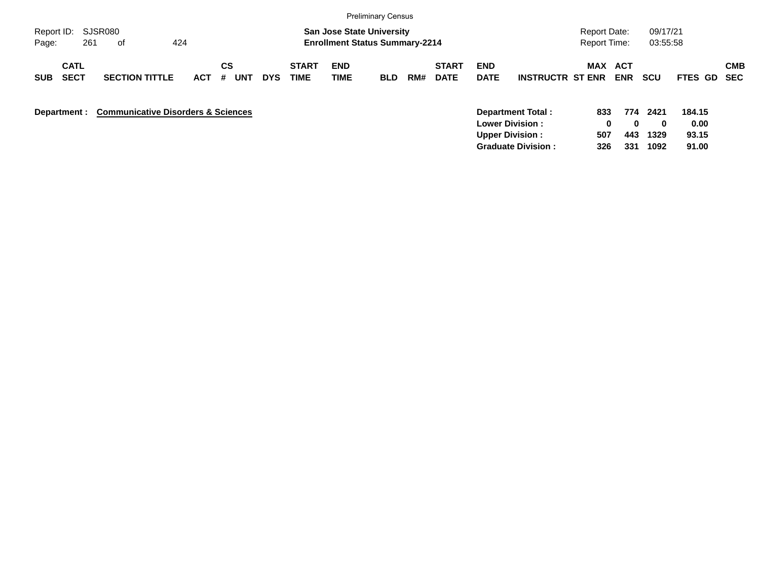Preliminary Census

**San Jose State University**
**Enrollment Status Summary-2214**

| SUB | CATL SECT | SECTION TITTLE | ACT | CS # | UNT | DYS | START TIME | END TIME | BLD | RM# | START DATE | END DATE | INSTRUCTR | ST | MAX ENR | ACT ENR | SCU | FTES | GD | CMB SEC |
|---|---|---|---|---|---|---|---|---|---|---|---|---|---|---|---|---|---|---|---|---|

**Department : Communicative Disorders & Sciences**

| | MAX ENR | ACT ENR | SCU | FTES |
|---|---|---|---|---|
| **Department Total :** | **833** | **774** | **2421** | **184.15** |
| **Lower Division :** | **0** | **0** | **0** | **0.00** |
| **Upper Division :** | **507** | **443** | **1329** | **93.15** |
| **Graduate Division :** | **326** | **331** | **1092** | **91.00** |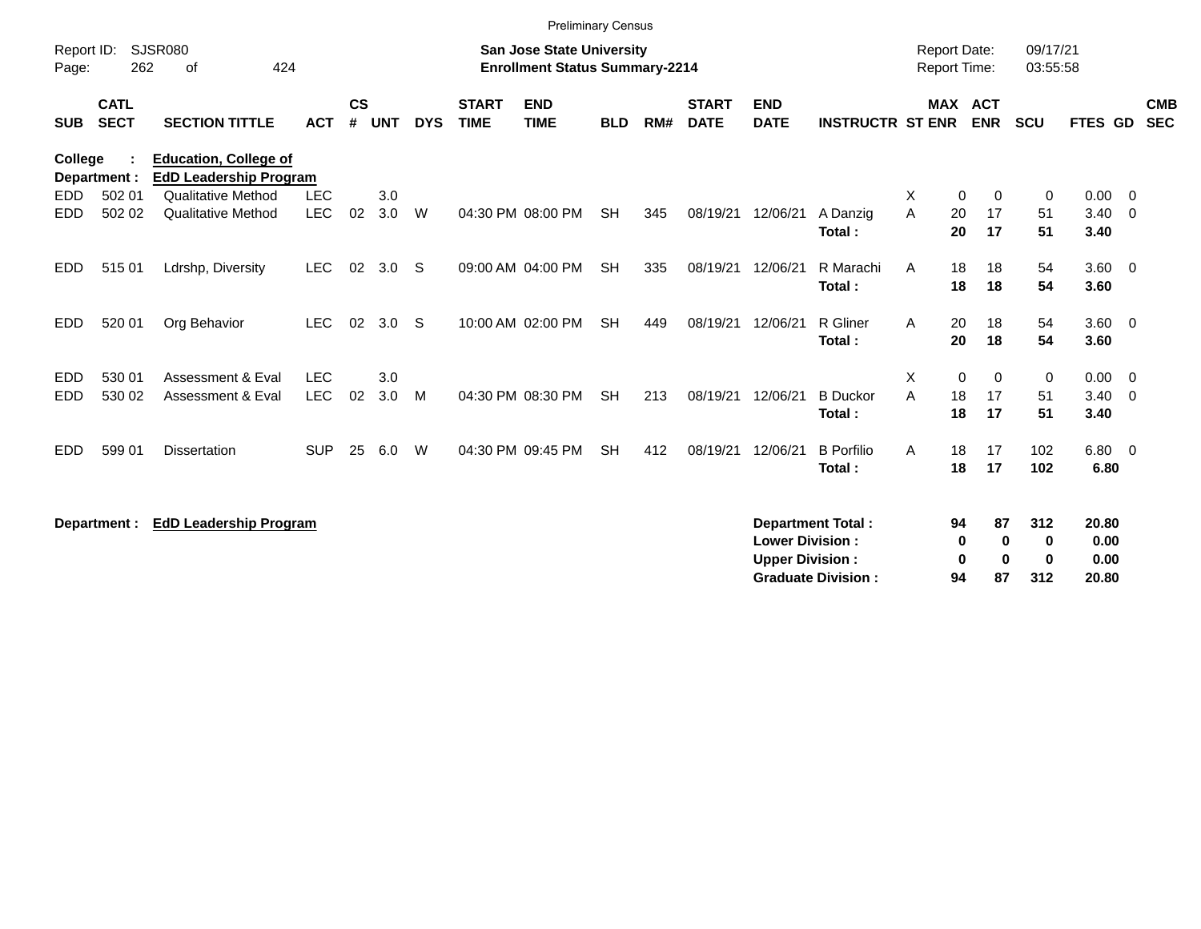Preliminary Census

Report ID: SJSR080

**San Jose State University**
**Enrollment Status Summary-2214**

Report Date: 09/17/21
Report Time: 03:55:58

**College : Education, College of**
**Department : EdD Leadership Program**

| SUB | CATL SECT | SECTION TITTLE | ACT | CS # | UNT | DYS | START TIME | END TIME | BLD | RM# | START DATE | END DATE | INSTRUCTR | ST | MAX ENR | ACT ENR | SCU | FTES | GD | CMB SEC |
|---|---|---|---|---|---|---|---|---|---|---|---|---|---|---|---|---|---|---|---|---|
| EDD | 502 01 | Qualitative Method | LEC | | 3.0 | | | | | | | | | X | 0 | 0 | 0 | 0.00 | 0 | |
| EDD | 502 02 | Qualitative Method | LEC | 02 | 3.0 | W | 04:30 PM | 08:00 PM | SH | 345 | 08/19/21 | 12/06/21 | A Danzig | A | 20 | 17 | 51 | 3.40 | 0 | |
| | | | | | | | | | | | | | **Total :** | | **20** | **17** | **51** | **3.40** | | |
| EDD | 515 01 | Ldrshp, Diversity | LEC | 02 | 3.0 | S | 09:00 AM | 04:00 PM | SH | 335 | 08/19/21 | 12/06/21 | R Marachi | A | 18 | 18 | 54 | 3.60 | 0 | |
| | | | | | | | | | | | | | **Total :** | | **18** | **18** | **54** | **3.60** | | |
| EDD | 520 01 | Org Behavior | LEC | 02 | 3.0 | S | 10:00 AM | 02:00 PM | SH | 449 | 08/19/21 | 12/06/21 | R Gliner | A | 20 | 18 | 54 | 3.60 | 0 | |
| | | | | | | | | | | | | | **Total :** | | **20** | **18** | **54** | **3.60** | | |
| EDD | 530 01 | Assessment & Eval | LEC | | 3.0 | | | | | | | | | X | 0 | 0 | 0 | 0.00 | 0 | |
| EDD | 530 02 | Assessment & Eval | LEC | 02 | 3.0 | M | 04:30 PM | 08:30 PM | SH | 213 | 08/19/21 | 12/06/21 | B Duckor | A | 18 | 17 | 51 | 3.40 | 0 | |
| | | | | | | | | | | | | | **Total :** | | **18** | **17** | **51** | **3.40** | | |
| EDD | 599 01 | Dissertation | SUP | 25 | 6.0 | W | 04:30 PM | 09:45 PM | SH | 412 | 08/19/21 | 12/06/21 | B Porfilio | A | 18 | 17 | 102 | 6.80 | 0 | |
| | | | | | | | | | | | | | **Total :** | | **18** | **17** | **102** | **6.80** | | |

**Department : EdD Leadership Program**

| | MAX ENR | ACT ENR | SCU | FTES |
|---|---|---|---|---|
| **Department Total :** | **94** | **87** | **312** | **20.80** |
| **Lower Division :** | **0** | **0** | **0** | **0.00** |
| **Upper Division :** | **0** | **0** | **0** | **0.00** |
| **Graduate Division :** | **94** | **87** | **312** | **20.80** |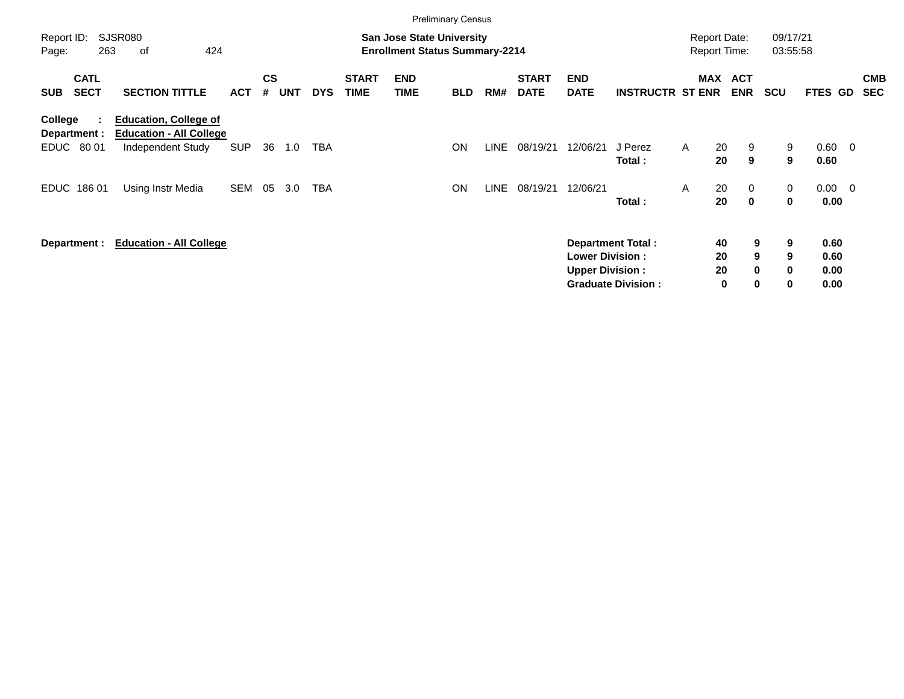Preliminary Census

Report ID: SJSR080 | San Jose State University | Report Date: 09/17/21
Page: 263 of 424 | Enrollment Status Summary-2214 | Report Time: 03:55:58

**College : Education, College of**
**Department : Education - All College**

| SUB | CATL SECT | SECTION TITTLE | ACT | CS # | UNT | DYS | START TIME | END TIME | BLD | RM# | START DATE | END DATE | INSTRUCTR | ST | MAX ENR | ACT ENR | SCU | FTES | GD | CMB SEC |
|---|---|---|---|---|---|---|---|---|---|---|---|---|---|---|---|---|---|---|---|---|
| EDUC | 80 01 | Independent Study | SUP | 36 | 1.0 | TBA | | | ON | LINE | 08/19/21 | 12/06/21 | J Perez | A | 20 | 9 | 9 | 0.60 | 0 | |
| | | | | | | | | | | | | | **Total :** | | **20** | **9** | **9** | **0.60** | | |
| EDUC | 186 01 | Using Instr Media | SEM | 05 | 3.0 | TBA | | | ON | LINE | 08/19/21 | 12/06/21 | | A | 20 | 0 | 0 | 0.00 | 0 | |
| | | | | | | | | | | | | | **Total :** | | **20** | **0** | **0** | **0.00** | | |

**Department : Education - All College**

| | MAX ENR | ACT ENR | SCU | FTES |
|---|---|---|---|---|
| **Department Total :** | **40** | **9** | **9** | **0.60** |
| **Lower Division :** | **20** | **9** | **9** | **0.60** |
| **Upper Division :** | **20** | **0** | **0** | **0.00** |
| **Graduate Division :** | **0** | **0** | **0** | **0.00** |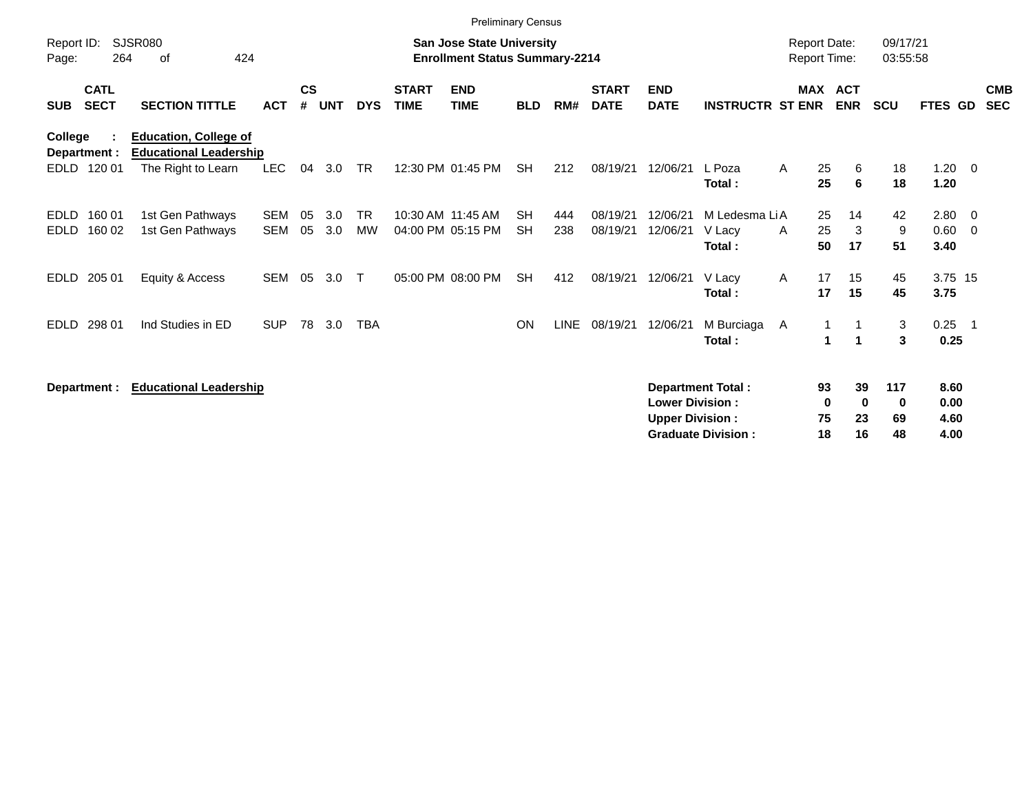Preliminary Census

Report ID: SJSR080

**San Jose State University**
**Enrollment Status Summary-2214**

Report Date: 09/17/21
Report Time: 03:55:58

**College : Education, College of**
**Department : Educational Leadership**

| SUB | CATL SECT | SECTION TITTLE | ACT | CS # | UNT | DYS | START TIME | END TIME | BLD | RM# | START DATE | END DATE | INSTRUCTR | ST | MAX ENR | ACT ENR | SCU | FTES | GD | CMB SEC |
|---|---|---|---|---|---|---|---|---|---|---|---|---|---|---|---|---|---|---|---|---|
| EDLD | 120 01 | The Right to Learn | LEC | 04 | 3.0 | TR | 12:30 PM | 01:45 PM | SH | 212 | 08/19/21 | 12/06/21 | L Poza | A | 25 | 6 | 18 | 1.20 | 0 | |
| | | | | | | | | | | | | | **Total :** | | **25** | **6** | **18** | **1.20** | | |
| EDLD | 160 01 | 1st Gen Pathways | SEM | 05 | 3.0 | TR | 10:30 AM | 11:45 AM | SH | 444 | 08/19/21 | 12/06/21 | M Ledesma Li | A | 25 | 14 | 42 | 2.80 | 0 | |
| EDLD | 160 02 | 1st Gen Pathways | SEM | 05 | 3.0 | MW | 04:00 PM | 05:15 PM | SH | 238 | 08/19/21 | 12/06/21 | V Lacy | A | 25 | 3 | 9 | 0.60 | 0 | |
| | | | | | | | | | | | | | **Total :** | | **50** | **17** | **51** | **3.40** | | |
| EDLD | 205 01 | Equity & Access | SEM | 05 | 3.0 | T | 05:00 PM | 08:00 PM | SH | 412 | 08/19/21 | 12/06/21 | V Lacy | A | 17 | 15 | 45 | 3.75 | 15 | |
| | | | | | | | | | | | | | **Total :** | | **17** | **15** | **45** | **3.75** | | |
| EDLD | 298 01 | Ind Studies in ED | SUP | 78 | 3.0 | TBA | | | ON | LINE | 08/19/21 | 12/06/21 | M Burciaga | A | 1 | 1 | 3 | 0.25 | 1 | |
| | | | | | | | | | | | | | **Total :** | | **1** | **1** | **3** | **0.25** | | |

**Department : Educational Leadership**

| | MAX ENR | ACT ENR | SCU | FTES |
|---|---|---|---|---|
| **Department Total :** | **93** | **39** | **117** | **8.60** |
| **Lower Division :** | **0** | **0** | **0** | **0.00** |
| **Upper Division :** | **75** | **23** | **69** | **4.60** |
| **Graduate Division :** | **18** | **16** | **48** | **4.00** |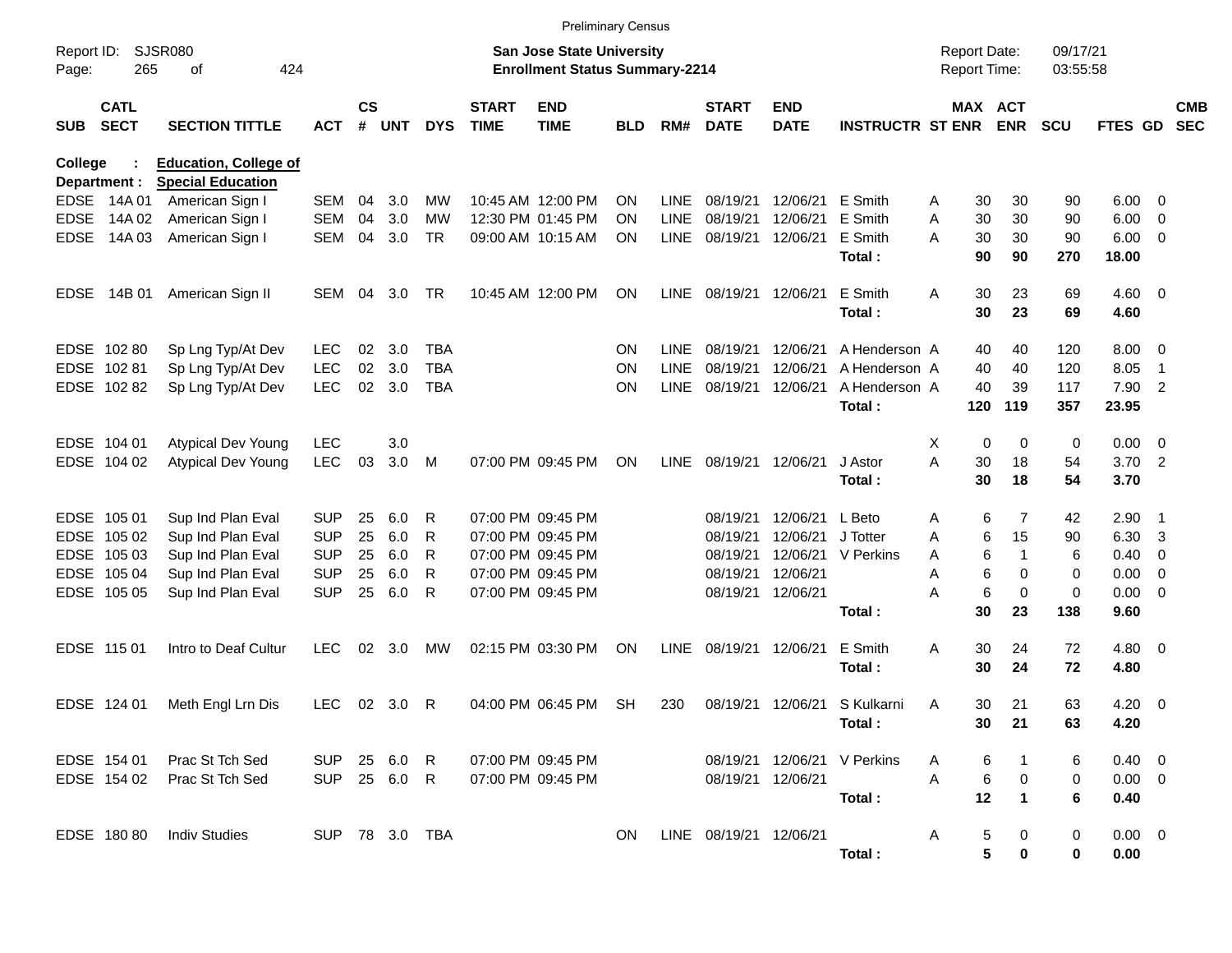Preliminary Census

Report ID: SJSR080
Page: 265 of 424

**San Jose State University**
**Enrollment Status Summary-2214**

Report Date: 09/17/21
Report Time: 03:55:58

**College : Education, College of**
**Department : Special Education**

| SUB | CATL SECT | SECTION TITTLE | ACT | CS # | UNT | DYS | START TIME | END TIME | BLD | RM# | START DATE | END DATE | INSTRUCTR | ST | MAX ENR | ACT ENR | SCU | FTES | GD | CMB SEC |
|---|---|---|---|---|---|---|---|---|---|---|---|---|---|---|---|---|---|---|---|---|
| EDSE | 14A 01 | American Sign I | SEM | 04 | 3.0 | MW | 10:45 AM | 12:00 PM | ON | LINE | 08/19/21 | 12/06/21 | E Smith | A | 30 | 30 | 90 | 6.00 | 0 | |
| EDSE | 14A 02 | American Sign I | SEM | 04 | 3.0 | MW | 12:30 PM | 01:45 PM | ON | LINE | 08/19/21 | 12/06/21 | E Smith | A | 30 | 30 | 90 | 6.00 | 0 | |
| EDSE | 14A 03 | American Sign I | SEM | 04 | 3.0 | TR | 09:00 AM | 10:15 AM | ON | LINE | 08/19/21 | 12/06/21 | E Smith | A | 30 | 30 | 90 | 6.00 | 0 | |
| | | | | | | | | | | | | | **Total :** | | **90** | **90** | **270** | **18.00** | | |
| EDSE | 14B 01 | American Sign II | SEM | 04 | 3.0 | TR | 10:45 AM | 12:00 PM | ON | LINE | 08/19/21 | 12/06/21 | E Smith | A | 30 | 23 | 69 | 4.60 | 0 | |
| | | | | | | | | | | | | | **Total :** | | **30** | **23** | **69** | **4.60** | | |
| EDSE | 102 80 | Sp Lng Typ/At Dev | LEC | 02 | 3.0 | TBA | | | ON | LINE | 08/19/21 | 12/06/21 | A Henderson | A | 40 | 40 | 120 | 8.00 | 0 | |
| EDSE | 102 81 | Sp Lng Typ/At Dev | LEC | 02 | 3.0 | TBA | | | ON | LINE | 08/19/21 | 12/06/21 | A Henderson | A | 40 | 40 | 120 | 8.05 | 1 | |
| EDSE | 102 82 | Sp Lng Typ/At Dev | LEC | 02 | 3.0 | TBA | | | ON | LINE | 08/19/21 | 12/06/21 | A Henderson | A | 40 | 39 | 117 | 7.90 | 2 | |
| | | | | | | | | | | | | | **Total :** | | **120** | **119** | **357** | **23.95** | | |
| EDSE | 104 01 | Atypical Dev Young | LEC | | 3.0 | | | | | | | | | X | 0 | 0 | 0 | 0.00 | 0 | |
| EDSE | 104 02 | Atypical Dev Young | LEC | 03 | 3.0 | M | 07:00 PM | 09:45 PM | ON | LINE | 08/19/21 | 12/06/21 | J Astor | A | 30 | 18 | 54 | 3.70 | 2 | |
| | | | | | | | | | | | | | **Total :** | | **30** | **18** | **54** | **3.70** | | |
| EDSE | 105 01 | Sup Ind Plan Eval | SUP | 25 | 6.0 | R | 07:00 PM | 09:45 PM | | | 08/19/21 | 12/06/21 | L Beto | A | 6 | 7 | 42 | 2.90 | 1 | |
| EDSE | 105 02 | Sup Ind Plan Eval | SUP | 25 | 6.0 | R | 07:00 PM | 09:45 PM | | | 08/19/21 | 12/06/21 | J Totter | A | 6 | 15 | 90 | 6.30 | 3 | |
| EDSE | 105 03 | Sup Ind Plan Eval | SUP | 25 | 6.0 | R | 07:00 PM | 09:45 PM | | | 08/19/21 | 12/06/21 | V Perkins | A | 6 | 1 | 6 | 0.40 | 0 | |
| EDSE | 105 04 | Sup Ind Plan Eval | SUP | 25 | 6.0 | R | 07:00 PM | 09:45 PM | | | 08/19/21 | 12/06/21 | | A | 6 | 0 | 0 | 0.00 | 0 | |
| EDSE | 105 05 | Sup Ind Plan Eval | SUP | 25 | 6.0 | R | 07:00 PM | 09:45 PM | | | 08/19/21 | 12/06/21 | | A | 6 | 0 | 0 | 0.00 | 0 | |
| | | | | | | | | | | | | | **Total :** | | **30** | **23** | **138** | **9.60** | | |
| EDSE | 115 01 | Intro to Deaf Cultur | LEC | 02 | 3.0 | MW | 02:15 PM | 03:30 PM | ON | LINE | 08/19/21 | 12/06/21 | E Smith | A | 30 | 24 | 72 | 4.80 | 0 | |
| | | | | | | | | | | | | | **Total :** | | **30** | **24** | **72** | **4.80** | | |
| EDSE | 124 01 | Meth Engl Lrn Dis | LEC | 02 | 3.0 | R | 04:00 PM | 06:45 PM | SH | 230 | 08/19/21 | 12/06/21 | S Kulkarni | A | 30 | 21 | 63 | 4.20 | 0 | |
| | | | | | | | | | | | | | **Total :** | | **30** | **21** | **63** | **4.20** | | |
| EDSE | 154 01 | Prac St Tch Sed | SUP | 25 | 6.0 | R | 07:00 PM | 09:45 PM | | | 08/19/21 | 12/06/21 | V Perkins | A | 6 | 1 | 6 | 0.40 | 0 | |
| EDSE | 154 02 | Prac St Tch Sed | SUP | 25 | 6.0 | R | 07:00 PM | 09:45 PM | | | 08/19/21 | 12/06/21 | | A | 6 | 0 | 0 | 0.00 | 0 | |
| | | | | | | | | | | | | | **Total :** | | **12** | **1** | **6** | **0.40** | | |
| EDSE | 180 80 | Indiv Studies | SUP | 78 | 3.0 | TBA | | | ON | LINE | 08/19/21 | 12/06/21 | | A | 5 | 0 | 0 | 0.00 | 0 | |
| | | | | | | | | | | | | | **Total :** | | **5** | **0** | **0** | **0.00** | | |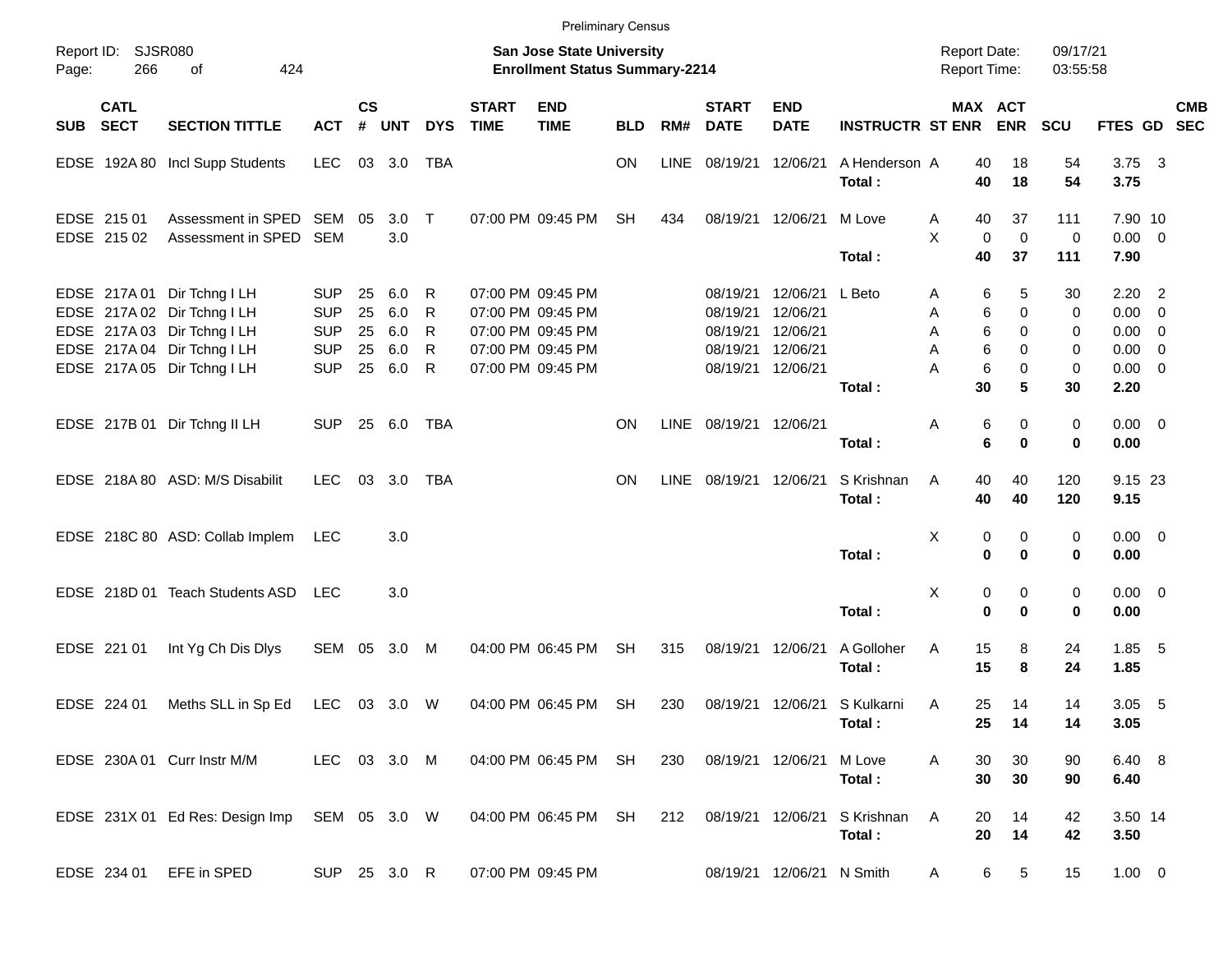Preliminary Census

Report ID: SJSR080

**San Jose State University**
**Enrollment Status Summary-2214**

Report Date: 09/17/21
Report Time: 03:55:58

| SUB | CATL SECT | SECTION TITTLE | ACT | CS # | UNT | DYS | START TIME | END TIME | BLD | RM# | START DATE | END DATE | INSTRUCTR | ST | MAX ENR | ACT ENR | SCU | FTES | GD | CMB SEC |
|---|---|---|---|---|---|---|---|---|---|---|---|---|---|---|---|---|---|---|---|---|
| EDSE | 192A 80 | Incl Supp Students | LEC | 03 | 3.0 | TBA | | | ON | LINE | 08/19/21 | 12/06/21 | A Henderson | A | 40 | 18 | 54 | 3.75 | 3 | |
| | | | | | | | | | | | | | **Total :** | | **40** | **18** | **54** | **3.75** | | |
| EDSE | 215 01 | Assessment in SPED | SEM | 05 | 3.0 | T | 07:00 PM | 09:45 PM | SH | 434 | 08/19/21 | 12/06/21 | M Love | A | 40 | 37 | 111 | 7.90 | 10 | |
| EDSE | 215 02 | Assessment in SPED | SEM | | 3.0 | | | | | | | | | X | 0 | 0 | 0 | 0.00 | 0 | |
| | | | | | | | | | | | | | **Total :** | | **40** | **37** | **111** | **7.90** | | |
| EDSE | 217A 01 | Dir Tchng I LH | SUP | 25 | 6.0 | R | 07:00 PM | 09:45 PM | | | 08/19/21 | 12/06/21 | L Beto | A | 6 | 5 | 30 | 2.20 | 2 | |
| EDSE | 217A 02 | Dir Tchng I LH | SUP | 25 | 6.0 | R | 07:00 PM | 09:45 PM | | | 08/19/21 | 12/06/21 | | A | 6 | 0 | 0 | 0.00 | 0 | |
| EDSE | 217A 03 | Dir Tchng I LH | SUP | 25 | 6.0 | R | 07:00 PM | 09:45 PM | | | 08/19/21 | 12/06/21 | | A | 6 | 0 | 0 | 0.00 | 0 | |
| EDSE | 217A 04 | Dir Tchng I LH | SUP | 25 | 6.0 | R | 07:00 PM | 09:45 PM | | | 08/19/21 | 12/06/21 | | A | 6 | 0 | 0 | 0.00 | 0 | |
| EDSE | 217A 05 | Dir Tchng I LH | SUP | 25 | 6.0 | R | 07:00 PM | 09:45 PM | | | 08/19/21 | 12/06/21 | | A | 6 | 0 | 0 | 0.00 | 0 | |
| | | | | | | | | | | | | | **Total :** | | **30** | **5** | **30** | **2.20** | | |
| EDSE | 217B 01 | Dir Tchng II LH | SUP | 25 | 6.0 | TBA | | | ON | LINE | 08/19/21 | 12/06/21 | | A | 6 | 0 | 0 | 0.00 | 0 | |
| | | | | | | | | | | | | | **Total :** | | **6** | **0** | **0** | **0.00** | | |
| EDSE | 218A 80 | ASD: M/S Disabilit | LEC | 03 | 3.0 | TBA | | | ON | LINE | 08/19/21 | 12/06/21 | S Krishnan | A | 40 | 40 | 120 | 9.15 | 23 | |
| | | | | | | | | | | | | | **Total :** | | **40** | **40** | **120** | **9.15** | | |
| EDSE | 218C 80 | ASD: Collab Implem | LEC | | 3.0 | | | | | | | | | X | 0 | 0 | 0 | 0.00 | 0 | |
| | | | | | | | | | | | | | **Total :** | | **0** | **0** | **0** | **0.00** | | |
| EDSE | 218D 01 | Teach Students ASD | LEC | | 3.0 | | | | | | | | | X | 0 | 0 | 0 | 0.00 | 0 | |
| | | | | | | | | | | | | | **Total :** | | **0** | **0** | **0** | **0.00** | | |
| EDSE | 221 01 | Int Yg Ch Dis Dlys | SEM | 05 | 3.0 | M | 04:00 PM | 06:45 PM | SH | 315 | 08/19/21 | 12/06/21 | A Golloher | A | 15 | 8 | 24 | 1.85 | 5 | |
| | | | | | | | | | | | | | **Total :** | | **15** | **8** | **24** | **1.85** | | |
| EDSE | 224 01 | Meths SLL in Sp Ed | LEC | 03 | 3.0 | W | 04:00 PM | 06:45 PM | SH | 230 | 08/19/21 | 12/06/21 | S Kulkarni | A | 25 | 14 | 14 | 3.05 | 5 | |
| | | | | | | | | | | | | | **Total :** | | **25** | **14** | **14** | **3.05** | | |
| EDSE | 230A 01 | Curr Instr M/M | LEC | 03 | 3.0 | M | 04:00 PM | 06:45 PM | SH | 230 | 08/19/21 | 12/06/21 | M Love | A | 30 | 30 | 90 | 6.40 | 8 | |
| | | | | | | | | | | | | | **Total :** | | **30** | **30** | **90** | **6.40** | | |
| EDSE | 231X 01 | Ed Res: Design Imp | SEM | 05 | 3.0 | W | 04:00 PM | 06:45 PM | SH | 212 | 08/19/21 | 12/06/21 | S Krishnan | A | 20 | 14 | 42 | 3.50 | 14 | |
| | | | | | | | | | | | | | **Total :** | | **20** | **14** | **42** | **3.50** | | |
| EDSE | 234 01 | EFE in SPED | SUP | 25 | 3.0 | R | 07:00 PM | 09:45 PM | | | 08/19/21 | 12/06/21 | N Smith | A | 6 | 5 | 15 | 1.00 | 0 | |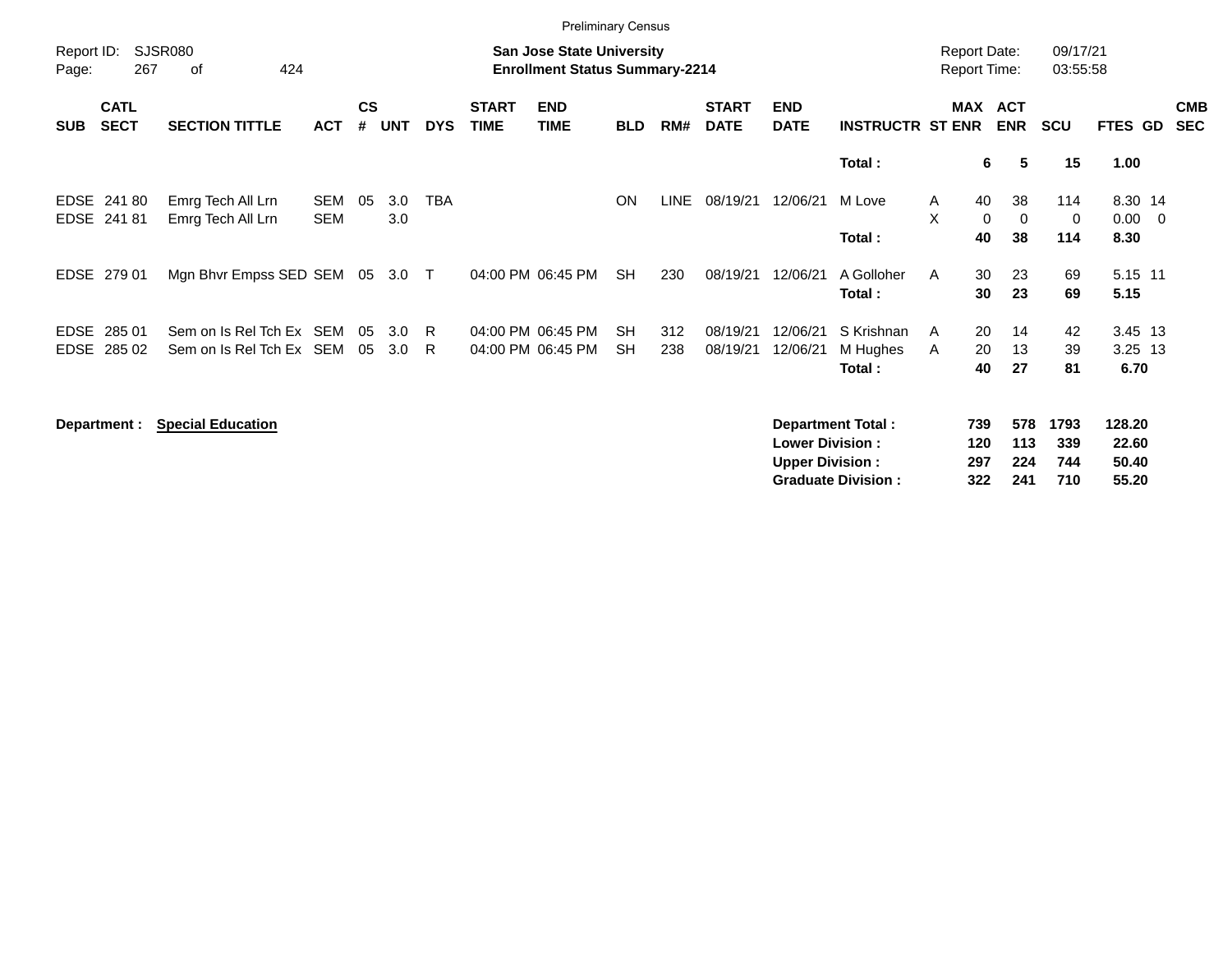Preliminary Census

Report ID: SJSR080

**San Jose State University**
**Enrollment Status Summary-2214**

Report Date: 09/17/21
Report Time: 03:55:58

| SUB | CATL SECT | SECTION TITTLE | ACT | CS # | UNT | DYS | START TIME | END TIME | BLD | RM# | START DATE | END DATE | INSTRUCTR | ST | MAX ENR | ACT ENR | SCU | FTES | GD | CMB SEC |
|---|---|---|---|---|---|---|---|---|---|---|---|---|---|---|---|---|---|---|---|---|
| | | | | | | | | | | | | | **Total :** | | **6** | **5** | **15** | **1.00** | | |
| EDSE | 241 80 | Emrg Tech All Lrn | SEM | 05 | 3.0 | TBA | | | ON | LINE | 08/19/21 | 12/06/21 | M Love | A | 40 | 38 | 114 | 8.30 | 14 | |
| EDSE | 241 81 | Emrg Tech All Lrn | SEM | | 3.0 | | | | | | | | | X | 0 | 0 | 0 | 0.00 | 0 | |
| | | | | | | | | | | | | | **Total :** | | **40** | **38** | **114** | **8.30** | | |
| EDSE | 279 01 | Mgn Bhvr Empss SED | SEM | 05 | 3.0 | T | 04:00 PM | 06:45 PM | SH | 230 | 08/19/21 | 12/06/21 | A Golloher | A | 30 | 23 | 69 | 5.15 | 11 | |
| | | | | | | | | | | | | | **Total :** | | **30** | **23** | **69** | **5.15** | | |
| EDSE | 285 01 | Sem on Is Rel Tch Ex | SEM | 05 | 3.0 | R | 04:00 PM | 06:45 PM | SH | 312 | 08/19/21 | 12/06/21 | S Krishnan | A | 20 | 14 | 42 | 3.45 | 13 | |
| EDSE | 285 02 | Sem on Is Rel Tch Ex | SEM | 05 | 3.0 | R | 04:00 PM | 06:45 PM | SH | 238 | 08/19/21 | 12/06/21 | M Hughes | A | 20 | 13 | 39 | 3.25 | 13 | |
| | | | | | | | | | | | | | **Total :** | | **40** | **27** | **81** | **6.70** | | |

**Department : Special Education**

| | MAX ENR | ACT ENR | SCU | FTES |
|---|---|---|---|---|
| **Department Total :** | **739** | **578** | **1793** | **128.20** |
| **Lower Division :** | **120** | **113** | **339** | **22.60** |
| **Upper Division :** | **297** | **224** | **744** | **50.40** |
| **Graduate Division :** | **322** | **241** | **710** | **55.20** |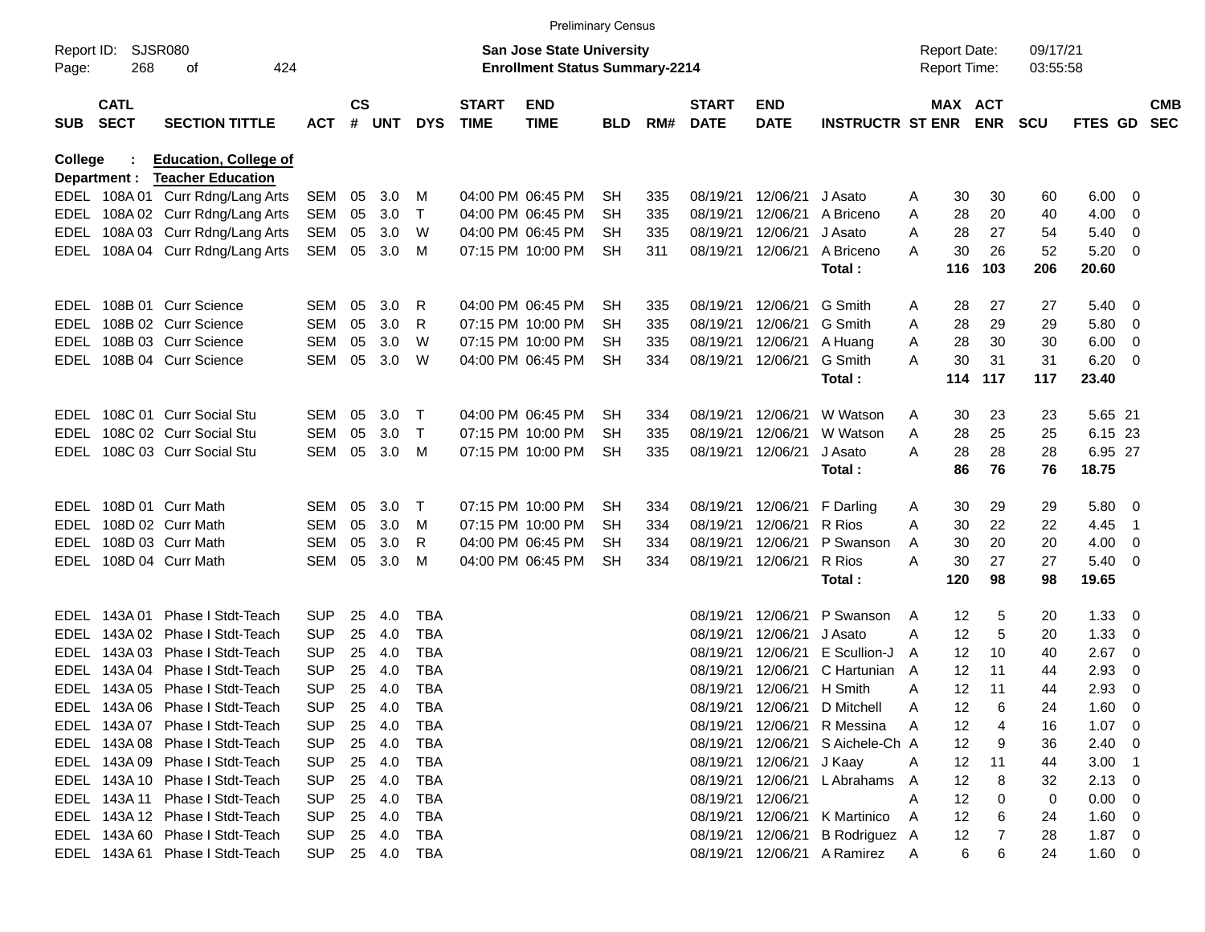Preliminary Census

Report ID: SJSR080

**San Jose State University**
**Enrollment Status Summary-2214**

Report Date: 09/17/21
Report Time: 03:55:58

**College : Education, College of**
**Department : Teacher Education**

| SUB | CATL SECT | SECTION TITTLE | ACT | CS # | UNT | DYS | START TIME | END TIME | BLD | RM# | START DATE | END DATE | INSTRUCTR | ST | MAX ENR | ACT ENR | SCU | FTES | GD | CMB SEC |
|---|---|---|---|---|---|---|---|---|---|---|---|---|---|---|---|---|---|---|---|---|
| EDEL | 108A 01 | Curr Rdng/Lang Arts | SEM | 05 | 3.0 | M | 04:00 PM | 06:45 PM | SH | 335 | 08/19/21 | 12/06/21 | J Asato | A | 30 | 30 | 60 | 6.00 | 0 | |
| EDEL | 108A 02 | Curr Rdng/Lang Arts | SEM | 05 | 3.0 | T | 04:00 PM | 06:45 PM | SH | 335 | 08/19/21 | 12/06/21 | A Briceno | A | 28 | 20 | 40 | 4.00 | 0 | |
| EDEL | 108A 03 | Curr Rdng/Lang Arts | SEM | 05 | 3.0 | W | 04:00 PM | 06:45 PM | SH | 335 | 08/19/21 | 12/06/21 | J Asato | A | 28 | 27 | 54 | 5.40 | 0 | |
| EDEL | 108A 04 | Curr Rdng/Lang Arts | SEM | 05 | 3.0 | M | 07:15 PM | 10:00 PM | SH | 311 | 08/19/21 | 12/06/21 | A Briceno | A | 30 | 26 | 52 | 5.20 | 0 | |
| | | | | | | | | | | | | | **Total :** | | **116** | **103** | **206** | **20.60** | | |
| EDEL | 108B 01 | Curr Science | SEM | 05 | 3.0 | R | 04:00 PM | 06:45 PM | SH | 335 | 08/19/21 | 12/06/21 | G Smith | A | 28 | 27 | 27 | 5.40 | 0 | |
| EDEL | 108B 02 | Curr Science | SEM | 05 | 3.0 | R | 07:15 PM | 10:00 PM | SH | 335 | 08/19/21 | 12/06/21 | G Smith | A | 28 | 29 | 29 | 5.80 | 0 | |
| EDEL | 108B 03 | Curr Science | SEM | 05 | 3.0 | W | 07:15 PM | 10:00 PM | SH | 335 | 08/19/21 | 12/06/21 | A Huang | A | 28 | 30 | 30 | 6.00 | 0 | |
| EDEL | 108B 04 | Curr Science | SEM | 05 | 3.0 | W | 04:00 PM | 06:45 PM | SH | 334 | 08/19/21 | 12/06/21 | G Smith | A | 30 | 31 | 31 | 6.20 | 0 | |
| | | | | | | | | | | | | | **Total :** | | **114** | **117** | **117** | **23.40** | | |
| EDEL | 108C 01 | Curr Social Stu | SEM | 05 | 3.0 | T | 04:00 PM | 06:45 PM | SH | 334 | 08/19/21 | 12/06/21 | W Watson | A | 30 | 23 | 23 | 5.65 | 21 | |
| EDEL | 108C 02 | Curr Social Stu | SEM | 05 | 3.0 | T | 07:15 PM | 10:00 PM | SH | 335 | 08/19/21 | 12/06/21 | W Watson | A | 28 | 25 | 25 | 6.15 | 23 | |
| EDEL | 108C 03 | Curr Social Stu | SEM | 05 | 3.0 | M | 07:15 PM | 10:00 PM | SH | 335 | 08/19/21 | 12/06/21 | J Asato | A | 28 | 28 | 28 | 6.95 | 27 | |
| | | | | | | | | | | | | | **Total :** | | **86** | **76** | **76** | **18.75** | | |
| EDEL | 108D 01 | Curr Math | SEM | 05 | 3.0 | T | 07:15 PM | 10:00 PM | SH | 334 | 08/19/21 | 12/06/21 | F Darling | A | 30 | 29 | 29 | 5.80 | 0 | |
| EDEL | 108D 02 | Curr Math | SEM | 05 | 3.0 | M | 07:15 PM | 10:00 PM | SH | 334 | 08/19/21 | 12/06/21 | R Rios | A | 30 | 22 | 22 | 4.45 | 1 | |
| EDEL | 108D 03 | Curr Math | SEM | 05 | 3.0 | R | 04:00 PM | 06:45 PM | SH | 334 | 08/19/21 | 12/06/21 | P Swanson | A | 30 | 20 | 20 | 4.00 | 0 | |
| EDEL | 108D 04 | Curr Math | SEM | 05 | 3.0 | M | 04:00 PM | 06:45 PM | SH | 334 | 08/19/21 | 12/06/21 | R Rios | A | 30 | 27 | 27 | 5.40 | 0 | |
| | | | | | | | | | | | | | **Total :** | | **120** | **98** | **98** | **19.65** | | |
| EDEL | 143A 01 | Phase I Stdt-Teach | SUP | 25 | 4.0 | TBA | | | | | 08/19/21 | 12/06/21 | P Swanson | A | 12 | 5 | 20 | 1.33 | 0 | |
| EDEL | 143A 02 | Phase I Stdt-Teach | SUP | 25 | 4.0 | TBA | | | | | 08/19/21 | 12/06/21 | J Asato | A | 12 | 5 | 20 | 1.33 | 0 | |
| EDEL | 143A 03 | Phase I Stdt-Teach | SUP | 25 | 4.0 | TBA | | | | | 08/19/21 | 12/06/21 | E Scullion-J | A | 12 | 10 | 40 | 2.67 | 0 | |
| EDEL | 143A 04 | Phase I Stdt-Teach | SUP | 25 | 4.0 | TBA | | | | | 08/19/21 | 12/06/21 | C Hartunian | A | 12 | 11 | 44 | 2.93 | 0 | |
| EDEL | 143A 05 | Phase I Stdt-Teach | SUP | 25 | 4.0 | TBA | | | | | 08/19/21 | 12/06/21 | H Smith | A | 12 | 11 | 44 | 2.93 | 0 | |
| EDEL | 143A 06 | Phase I Stdt-Teach | SUP | 25 | 4.0 | TBA | | | | | 08/19/21 | 12/06/21 | D Mitchell | A | 12 | 6 | 24 | 1.60 | 0 | |
| EDEL | 143A 07 | Phase I Stdt-Teach | SUP | 25 | 4.0 | TBA | | | | | 08/19/21 | 12/06/21 | R Messina | A | 12 | 4 | 16 | 1.07 | 0 | |
| EDEL | 143A 08 | Phase I Stdt-Teach | SUP | 25 | 4.0 | TBA | | | | | 08/19/21 | 12/06/21 | S Aichele-Ch | A | 12 | 9 | 36 | 2.40 | 0 | |
| EDEL | 143A 09 | Phase I Stdt-Teach | SUP | 25 | 4.0 | TBA | | | | | 08/19/21 | 12/06/21 | J Kaay | A | 12 | 11 | 44 | 3.00 | 1 | |
| EDEL | 143A 10 | Phase I Stdt-Teach | SUP | 25 | 4.0 | TBA | | | | | 08/19/21 | 12/06/21 | L Abrahams | A | 12 | 8 | 32 | 2.13 | 0 | |
| EDEL | 143A 11 | Phase I Stdt-Teach | SUP | 25 | 4.0 | TBA | | | | | 08/19/21 | 12/06/21 | | A | 12 | 0 | 0 | 0.00 | 0 | |
| EDEL | 143A 12 | Phase I Stdt-Teach | SUP | 25 | 4.0 | TBA | | | | | 08/19/21 | 12/06/21 | K Martinico | A | 12 | 6 | 24 | 1.60 | 0 | |
| EDEL | 143A 60 | Phase I Stdt-Teach | SUP | 25 | 4.0 | TBA | | | | | 08/19/21 | 12/06/21 | B Rodriguez | A | 12 | 7 | 28 | 1.87 | 0 | |
| EDEL | 143A 61 | Phase I Stdt-Teach | SUP | 25 | 4.0 | TBA | | | | | 08/19/21 | 12/06/21 | A Ramirez | A | 6 | 6 | 24 | 1.60 | 0 | |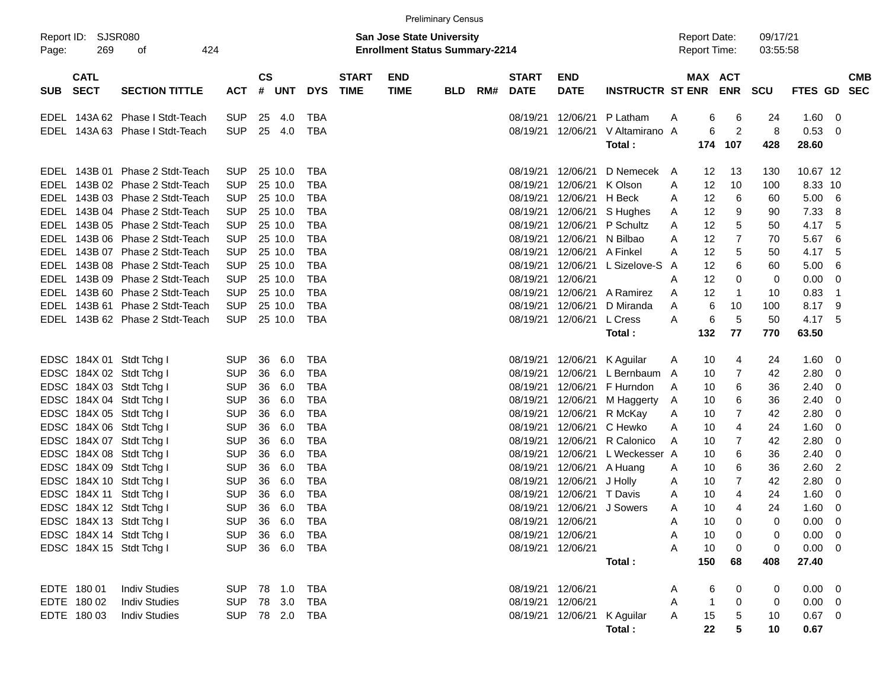Preliminary Census

Report ID: SJSR080

**San Jose State University**
**Enrollment Status Summary-2214**

Report Date: 09/17/21
Report Time: 03:55:58

| SUB | CATL SECT | SECTION TITTLE | ACT | CS # | UNT | DYS | START TIME | END TIME | BLD | RM# | START DATE | END DATE | INSTRUCTR | ST | MAX ENR | ACT ENR | SCU | FTES | GD | CMB SEC |
|---|---|---|---|---|---|---|---|---|---|---|---|---|---|---|---|---|---|---|---|---|
| EDEL | 143A 62 | Phase I Stdt-Teach | SUP | 25 | 4.0 | TBA | | | | | 08/19/21 | 12/06/21 | P Latham | A | 6 | 6 | 24 | 1.60 | 0 | |
| EDEL | 143A 63 | Phase I Stdt-Teach | SUP | 25 | 4.0 | TBA | | | | | 08/19/21 | 12/06/21 | V Altamirano | A | 6 | 2 | 8 | 0.53 | 0 | |
| | | | | | | | | | | | | | **Total :** | | **174** | **107** | **428** | **28.60** | | |
| EDEL | 143B 01 | Phase 2 Stdt-Teach | SUP | 25 | 10.0 | TBA | | | | | 08/19/21 | 12/06/21 | D Nemecek | A | 12 | 13 | 130 | 10.67 | 12 | |
| EDEL | 143B 02 | Phase 2 Stdt-Teach | SUP | 25 | 10.0 | TBA | | | | | 08/19/21 | 12/06/21 | K Olson | A | 12 | 10 | 100 | 8.33 | 10 | |
| EDEL | 143B 03 | Phase 2 Stdt-Teach | SUP | 25 | 10.0 | TBA | | | | | 08/19/21 | 12/06/21 | H Beck | A | 12 | 6 | 60 | 5.00 | 6 | |
| EDEL | 143B 04 | Phase 2 Stdt-Teach | SUP | 25 | 10.0 | TBA | | | | | 08/19/21 | 12/06/21 | S Hughes | A | 12 | 9 | 90 | 7.33 | 8 | |
| EDEL | 143B 05 | Phase 2 Stdt-Teach | SUP | 25 | 10.0 | TBA | | | | | 08/19/21 | 12/06/21 | P Schultz | A | 12 | 5 | 50 | 4.17 | 5 | |
| EDEL | 143B 06 | Phase 2 Stdt-Teach | SUP | 25 | 10.0 | TBA | | | | | 08/19/21 | 12/06/21 | N Bilbao | A | 12 | 7 | 70 | 5.67 | 6 | |
| EDEL | 143B 07 | Phase 2 Stdt-Teach | SUP | 25 | 10.0 | TBA | | | | | 08/19/21 | 12/06/21 | A Finkel | A | 12 | 5 | 50 | 4.17 | 5 | |
| EDEL | 143B 08 | Phase 2 Stdt-Teach | SUP | 25 | 10.0 | TBA | | | | | 08/19/21 | 12/06/21 | L Sizelove-S | A | 12 | 6 | 60 | 5.00 | 6 | |
| EDEL | 143B 09 | Phase 2 Stdt-Teach | SUP | 25 | 10.0 | TBA | | | | | 08/19/21 | 12/06/21 | | A | 12 | 0 | 0 | 0.00 | 0 | |
| EDEL | 143B 60 | Phase 2 Stdt-Teach | SUP | 25 | 10.0 | TBA | | | | | 08/19/21 | 12/06/21 | A Ramirez | A | 12 | 1 | 10 | 0.83 | 1 | |
| EDEL | 143B 61 | Phase 2 Stdt-Teach | SUP | 25 | 10.0 | TBA | | | | | 08/19/21 | 12/06/21 | D Miranda | A | 6 | 10 | 100 | 8.17 | 9 | |
| EDEL | 143B 62 | Phase 2 Stdt-Teach | SUP | 25 | 10.0 | TBA | | | | | 08/19/21 | 12/06/21 | L Cress | A | 6 | 5 | 50 | 4.17 | 5 | |
| | | | | | | | | | | | | | **Total :** | | **132** | **77** | **770** | **63.50** | | |
| EDSC | 184X 01 | Stdt Tchg I | SUP | 36 | 6.0 | TBA | | | | | 08/19/21 | 12/06/21 | K Aguilar | A | 10 | 4 | 24 | 1.60 | 0 | |
| EDSC | 184X 02 | Stdt Tchg I | SUP | 36 | 6.0 | TBA | | | | | 08/19/21 | 12/06/21 | L Bernbaum | A | 10 | 7 | 42 | 2.80 | 0 | |
| EDSC | 184X 03 | Stdt Tchg I | SUP | 36 | 6.0 | TBA | | | | | 08/19/21 | 12/06/21 | F Hurndon | A | 10 | 6 | 36 | 2.40 | 0 | |
| EDSC | 184X 04 | Stdt Tchg I | SUP | 36 | 6.0 | TBA | | | | | 08/19/21 | 12/06/21 | M Haggerty | A | 10 | 6 | 36 | 2.40 | 0 | |
| EDSC | 184X 05 | Stdt Tchg I | SUP | 36 | 6.0 | TBA | | | | | 08/19/21 | 12/06/21 | R McKay | A | 10 | 7 | 42 | 2.80 | 0 | |
| EDSC | 184X 06 | Stdt Tchg I | SUP | 36 | 6.0 | TBA | | | | | 08/19/21 | 12/06/21 | C Hewko | A | 10 | 4 | 24 | 1.60 | 0 | |
| EDSC | 184X 07 | Stdt Tchg I | SUP | 36 | 6.0 | TBA | | | | | 08/19/21 | 12/06/21 | R Calonico | A | 10 | 7 | 42 | 2.80 | 0 | |
| EDSC | 184X 08 | Stdt Tchg I | SUP | 36 | 6.0 | TBA | | | | | 08/19/21 | 12/06/21 | L Weckesser | A | 10 | 6 | 36 | 2.40 | 0 | |
| EDSC | 184X 09 | Stdt Tchg I | SUP | 36 | 6.0 | TBA | | | | | 08/19/21 | 12/06/21 | A Huang | A | 10 | 6 | 36 | 2.60 | 2 | |
| EDSC | 184X 10 | Stdt Tchg I | SUP | 36 | 6.0 | TBA | | | | | 08/19/21 | 12/06/21 | J Holly | A | 10 | 7 | 42 | 2.80 | 0 | |
| EDSC | 184X 11 | Stdt Tchg I | SUP | 36 | 6.0 | TBA | | | | | 08/19/21 | 12/06/21 | T Davis | A | 10 | 4 | 24 | 1.60 | 0 | |
| EDSC | 184X 12 | Stdt Tchg I | SUP | 36 | 6.0 | TBA | | | | | 08/19/21 | 12/06/21 | J Sowers | A | 10 | 4 | 24 | 1.60 | 0 | |
| EDSC | 184X 13 | Stdt Tchg I | SUP | 36 | 6.0 | TBA | | | | | 08/19/21 | 12/06/21 | | A | 10 | 0 | 0 | 0.00 | 0 | |
| EDSC | 184X 14 | Stdt Tchg I | SUP | 36 | 6.0 | TBA | | | | | 08/19/21 | 12/06/21 | | A | 10 | 0 | 0 | 0.00 | 0 | |
| EDSC | 184X 15 | Stdt Tchg I | SUP | 36 | 6.0 | TBA | | | | | 08/19/21 | 12/06/21 | | A | 10 | 0 | 0 | 0.00 | 0 | |
| | | | | | | | | | | | | | **Total :** | | **150** | **68** | **408** | **27.40** | | |
| EDTE | 180 01 | Indiv Studies | SUP | 78 | 1.0 | TBA | | | | | 08/19/21 | 12/06/21 | | A | 6 | 0 | 0 | 0.00 | 0 | |
| EDTE | 180 02 | Indiv Studies | SUP | 78 | 3.0 | TBA | | | | | 08/19/21 | 12/06/21 | | A | 1 | 0 | 0 | 0.00 | 0 | |
| EDTE | 180 03 | Indiv Studies | SUP | 78 | 2.0 | TBA | | | | | 08/19/21 | 12/06/21 | K Aguilar | A | 15 | 5 | 10 | 0.67 | 0 | |
| | | | | | | | | | | | | | **Total :** | | **22** | **5** | **10** | **0.67** | | |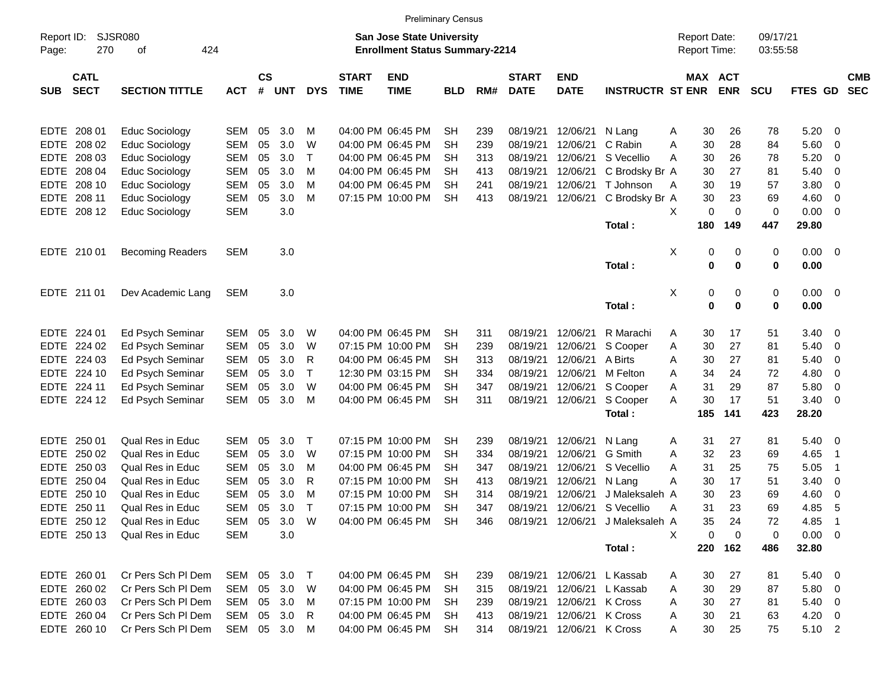Preliminary Census

Report ID: SJSR080

**San Jose State University**
**Enrollment Status Summary-2214**

Report Date: 09/17/21
Report Time: 03:55:58

| SUB | CATL SECT | SECTION TITTLE | ACT | CS # | UNT | DYS | START TIME | END TIME | BLD | RM# | START DATE | END DATE | INSTRUCTR | ST | MAX ENR | ACT ENR | SCU | FTES | GD | CMB SEC |
|---|---|---|---|---|---|---|---|---|---|---|---|---|---|---|---|---|---|---|---|---|
| EDTE | 208 01 | Educ Sociology | SEM | 05 | 3.0 | M | 04:00 PM | 06:45 PM | SH | 239 | 08/19/21 | 12/06/21 | N Lang | A | 30 | 26 | 78 | 5.20 | 0 | |
| EDTE | 208 02 | Educ Sociology | SEM | 05 | 3.0 | W | 04:00 PM | 06:45 PM | SH | 239 | 08/19/21 | 12/06/21 | C Rabin | A | 30 | 28 | 84 | 5.60 | 0 | |
| EDTE | 208 03 | Educ Sociology | SEM | 05 | 3.0 | T | 04:00 PM | 06:45 PM | SH | 313 | 08/19/21 | 12/06/21 | S Vecellio | A | 30 | 26 | 78 | 5.20 | 0 | |
| EDTE | 208 04 | Educ Sociology | SEM | 05 | 3.0 | M | 04:00 PM | 06:45 PM | SH | 413 | 08/19/21 | 12/06/21 | C Brodsky Br | A | 30 | 27 | 81 | 5.40 | 0 | |
| EDTE | 208 10 | Educ Sociology | SEM | 05 | 3.0 | M | 04:00 PM | 06:45 PM | SH | 241 | 08/19/21 | 12/06/21 | T Johnson | A | 30 | 19 | 57 | 3.80 | 0 | |
| EDTE | 208 11 | Educ Sociology | SEM | 05 | 3.0 | M | 07:15 PM | 10:00 PM | SH | 413 | 08/19/21 | 12/06/21 | C Brodsky Br | A | 30 | 23 | 69 | 4.60 | 0 | |
| EDTE | 208 12 | Educ Sociology | SEM | | 3.0 | | | | | | | | | X | 0 | 0 | 0 | 0.00 | 0 | |
| | | | | | | | | | | | | | **Total :** | | **180** | **149** | **447** | **29.80** | | |
| EDTE | 210 01 | Becoming Readers | SEM | | 3.0 | | | | | | | | | X | 0 | 0 | 0 | 0.00 | 0 | |
| | | | | | | | | | | | | | **Total :** | | **0** | **0** | **0** | **0.00** | | |
| EDTE | 211 01 | Dev Academic Lang | SEM | | 3.0 | | | | | | | | | X | 0 | 0 | 0 | 0.00 | 0 | |
| | | | | | | | | | | | | | **Total :** | | **0** | **0** | **0** | **0.00** | | |
| EDTE | 224 01 | Ed Psych Seminar | SEM | 05 | 3.0 | W | 04:00 PM | 06:45 PM | SH | 311 | 08/19/21 | 12/06/21 | R Marachi | A | 30 | 17 | 51 | 3.40 | 0 | |
| EDTE | 224 02 | Ed Psych Seminar | SEM | 05 | 3.0 | W | 07:15 PM | 10:00 PM | SH | 239 | 08/19/21 | 12/06/21 | S Cooper | A | 30 | 27 | 81 | 5.40 | 0 | |
| EDTE | 224 03 | Ed Psych Seminar | SEM | 05 | 3.0 | R | 04:00 PM | 06:45 PM | SH | 313 | 08/19/21 | 12/06/21 | A Birts | A | 30 | 27 | 81 | 5.40 | 0 | |
| EDTE | 224 10 | Ed Psych Seminar | SEM | 05 | 3.0 | T | 12:30 PM | 03:15 PM | SH | 334 | 08/19/21 | 12/06/21 | M Felton | A | 34 | 24 | 72 | 4.80 | 0 | |
| EDTE | 224 11 | Ed Psych Seminar | SEM | 05 | 3.0 | W | 04:00 PM | 06:45 PM | SH | 347 | 08/19/21 | 12/06/21 | S Cooper | A | 31 | 29 | 87 | 5.80 | 0 | |
| EDTE | 224 12 | Ed Psych Seminar | SEM | 05 | 3.0 | M | 04:00 PM | 06:45 PM | SH | 311 | 08/19/21 | 12/06/21 | S Cooper | A | 30 | 17 | 51 | 3.40 | 0 | |
| | | | | | | | | | | | | | **Total :** | | **185** | **141** | **423** | **28.20** | | |
| EDTE | 250 01 | Qual Res in Educ | SEM | 05 | 3.0 | T | 07:15 PM | 10:00 PM | SH | 239 | 08/19/21 | 12/06/21 | N Lang | A | 31 | 27 | 81 | 5.40 | 0 | |
| EDTE | 250 02 | Qual Res in Educ | SEM | 05 | 3.0 | W | 07:15 PM | 10:00 PM | SH | 334 | 08/19/21 | 12/06/21 | G Smith | A | 32 | 23 | 69 | 4.65 | 1 | |
| EDTE | 250 03 | Qual Res in Educ | SEM | 05 | 3.0 | M | 04:00 PM | 06:45 PM | SH | 347 | 08/19/21 | 12/06/21 | S Vecellio | A | 31 | 25 | 75 | 5.05 | 1 | |
| EDTE | 250 04 | Qual Res in Educ | SEM | 05 | 3.0 | R | 07:15 PM | 10:00 PM | SH | 413 | 08/19/21 | 12/06/21 | N Lang | A | 30 | 17 | 51 | 3.40 | 0 | |
| EDTE | 250 10 | Qual Res in Educ | SEM | 05 | 3.0 | M | 07:15 PM | 10:00 PM | SH | 314 | 08/19/21 | 12/06/21 | J Maleksaleh | A | 30 | 23 | 69 | 4.60 | 0 | |
| EDTE | 250 11 | Qual Res in Educ | SEM | 05 | 3.0 | T | 07:15 PM | 10:00 PM | SH | 347 | 08/19/21 | 12/06/21 | S Vecellio | A | 31 | 23 | 69 | 4.85 | 5 | |
| EDTE | 250 12 | Qual Res in Educ | SEM | 05 | 3.0 | W | 04:00 PM | 06:45 PM | SH | 346 | 08/19/21 | 12/06/21 | J Maleksaleh | A | 35 | 24 | 72 | 4.85 | 1 | |
| EDTE | 250 13 | Qual Res in Educ | SEM | | 3.0 | | | | | | | | | X | 0 | 0 | 0 | 0.00 | 0 | |
| | | | | | | | | | | | | | **Total :** | | **220** | **162** | **486** | **32.80** | | |
| EDTE | 260 01 | Cr Pers Sch Pl Dem | SEM | 05 | 3.0 | T | 04:00 PM | 06:45 PM | SH | 239 | 08/19/21 | 12/06/21 | L Kassab | A | 30 | 27 | 81 | 5.40 | 0 | |
| EDTE | 260 02 | Cr Pers Sch Pl Dem | SEM | 05 | 3.0 | W | 04:00 PM | 06:45 PM | SH | 315 | 08/19/21 | 12/06/21 | L Kassab | A | 30 | 29 | 87 | 5.80 | 0 | |
| EDTE | 260 03 | Cr Pers Sch Pl Dem | SEM | 05 | 3.0 | M | 07:15 PM | 10:00 PM | SH | 239 | 08/19/21 | 12/06/21 | K Cross | A | 30 | 27 | 81 | 5.40 | 0 | |
| EDTE | 260 04 | Cr Pers Sch Pl Dem | SEM | 05 | 3.0 | R | 04:00 PM | 06:45 PM | SH | 413 | 08/19/21 | 12/06/21 | K Cross | A | 30 | 21 | 63 | 4.20 | 0 | |
| EDTE | 260 10 | Cr Pers Sch Pl Dem | SEM | 05 | 3.0 | M | 04:00 PM | 06:45 PM | SH | 314 | 08/19/21 | 12/06/21 | K Cross | A | 30 | 25 | 75 | 5.10 | 2 | |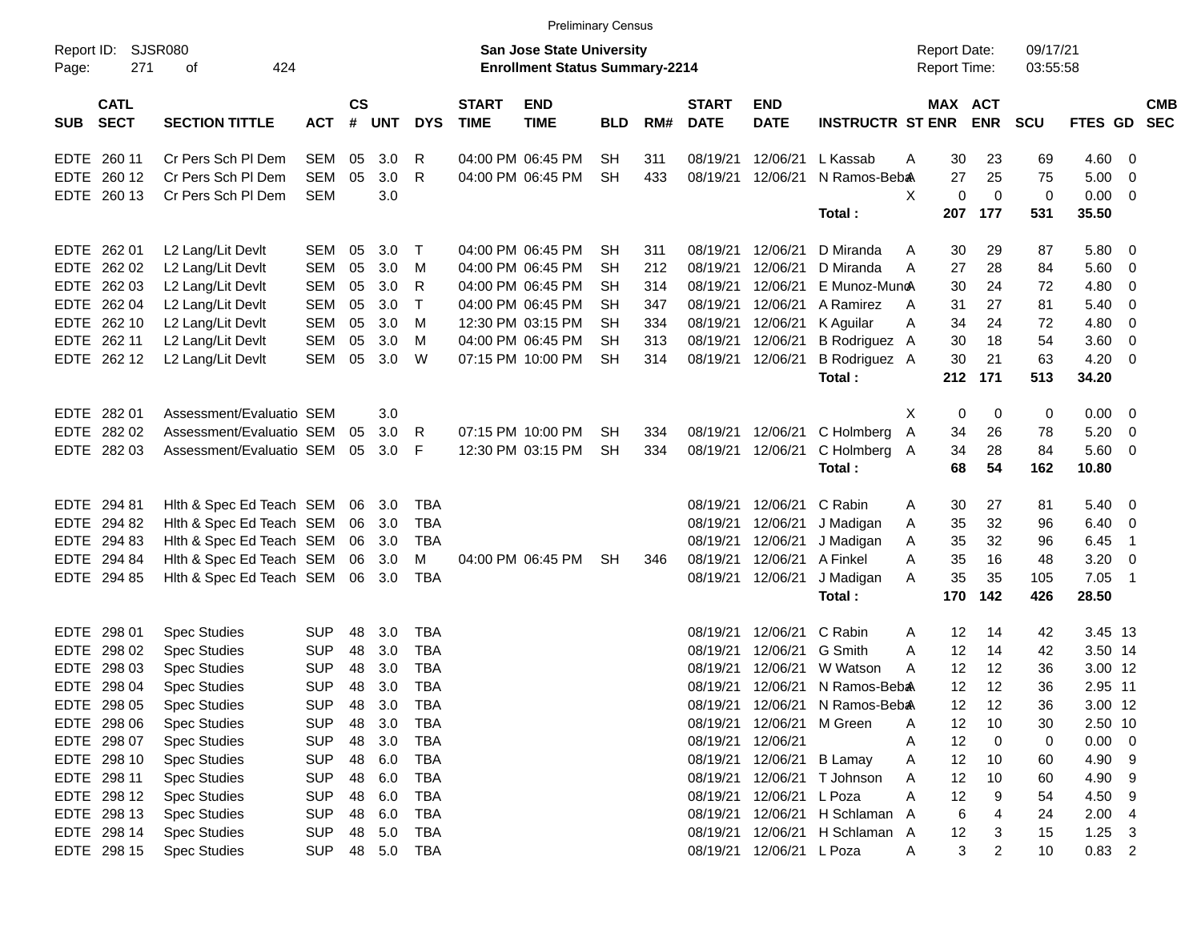Preliminary Census

Report ID: SJSR080
Page: 271 of 424

**San Jose State University**
**Enrollment Status Summary-2214**

Report Date: 09/17/21
Report Time: 03:55:58

| SUB | CATL SECT | SECTION TITTLE | ACT | CS # | UNT | DYS | START TIME | END TIME | BLD | RM# | START DATE | END DATE | INSTRUCTR | ST | MAX ENR | ACT ENR | SCU | FTES | GD | CMB SEC |
|---|---|---|---|---|---|---|---|---|---|---|---|---|---|---|---|---|---|---|---|---|
| EDTE | 260 11 | Cr Pers Sch Pl Dem | SEM | 05 | 3.0 | R | 04:00 PM | 06:45 PM | SH | 311 | 08/19/21 | 12/06/21 | L Kassab | A | 30 | 23 | 69 | 4.60 | 0 | |
| EDTE | 260 12 | Cr Pers Sch Pl Dem | SEM | 05 | 3.0 | R | 04:00 PM | 06:45 PM | SH | 433 | 08/19/21 | 12/06/21 | N Ramos-Beba | A | 27 | 25 | 75 | 5.00 | 0 | |
| EDTE | 260 13 | Cr Pers Sch Pl Dem | SEM | | 3.0 | | | | | | | | | X | 0 | 0 | 0 | 0.00 | 0 | |
| | | | | | | | | | | | | | Total : | | 207 | 177 | 531 | 35.50 | | |
| EDTE | 262 01 | L2 Lang/Lit Devlt | SEM | 05 | 3.0 | T | 04:00 PM | 06:45 PM | SH | 311 | 08/19/21 | 12/06/21 | D Miranda | A | 30 | 29 | 87 | 5.80 | 0 | |
| EDTE | 262 02 | L2 Lang/Lit Devlt | SEM | 05 | 3.0 | M | 04:00 PM | 06:45 PM | SH | 212 | 08/19/21 | 12/06/21 | D Miranda | A | 27 | 28 | 84 | 5.60 | 0 | |
| EDTE | 262 03 | L2 Lang/Lit Devlt | SEM | 05 | 3.0 | R | 04:00 PM | 06:45 PM | SH | 314 | 08/19/21 | 12/06/21 | E Munoz-Muno | A | 30 | 24 | 72 | 4.80 | 0 | |
| EDTE | 262 04 | L2 Lang/Lit Devlt | SEM | 05 | 3.0 | T | 04:00 PM | 06:45 PM | SH | 347 | 08/19/21 | 12/06/21 | A Ramirez | A | 31 | 27 | 81 | 5.40 | 0 | |
| EDTE | 262 10 | L2 Lang/Lit Devlt | SEM | 05 | 3.0 | M | 12:30 PM | 03:15 PM | SH | 334 | 08/19/21 | 12/06/21 | K Aguilar | A | 34 | 24 | 72 | 4.80 | 0 | |
| EDTE | 262 11 | L2 Lang/Lit Devlt | SEM | 05 | 3.0 | M | 04:00 PM | 06:45 PM | SH | 313 | 08/19/21 | 12/06/21 | B Rodriguez | A | 30 | 18 | 54 | 3.60 | 0 | |
| EDTE | 262 12 | L2 Lang/Lit Devlt | SEM | 05 | 3.0 | W | 07:15 PM | 10:00 PM | SH | 314 | 08/19/21 | 12/06/21 | B Rodriguez | A | 30 | 21 | 63 | 4.20 | 0 | |
| | | | | | | | | | | | | | Total : | | 212 | 171 | 513 | 34.20 | | |
| EDTE | 282 01 | Assessment/Evaluatio | SEM | | 3.0 | | | | | | | | | X | 0 | 0 | 0 | 0.00 | 0 | |
| EDTE | 282 02 | Assessment/Evaluatio | SEM | 05 | 3.0 | R | 07:15 PM | 10:00 PM | SH | 334 | 08/19/21 | 12/06/21 | C Holmberg | A | 34 | 26 | 78 | 5.20 | 0 | |
| EDTE | 282 03 | Assessment/Evaluatio | SEM | 05 | 3.0 | F | 12:30 PM | 03:15 PM | SH | 334 | 08/19/21 | 12/06/21 | C Holmberg | A | 34 | 28 | 84 | 5.60 | 0 | |
| | | | | | | | | | | | | | Total : | | 68 | 54 | 162 | 10.80 | | |
| EDTE | 294 81 | Hlth & Spec Ed Teach | SEM | 06 | 3.0 | TBA | | | | | 08/19/21 | 12/06/21 | C Rabin | A | 30 | 27 | 81 | 5.40 | 0 | |
| EDTE | 294 82 | Hlth & Spec Ed Teach | SEM | 06 | 3.0 | TBA | | | | | 08/19/21 | 12/06/21 | J Madigan | A | 35 | 32 | 96 | 6.40 | 0 | |
| EDTE | 294 83 | Hlth & Spec Ed Teach | SEM | 06 | 3.0 | TBA | | | | | 08/19/21 | 12/06/21 | J Madigan | A | 35 | 32 | 96 | 6.45 | 1 | |
| EDTE | 294 84 | Hlth & Spec Ed Teach | SEM | 06 | 3.0 | M | 04:00 PM | 06:45 PM | SH | 346 | 08/19/21 | 12/06/21 | A Finkel | A | 35 | 16 | 48 | 3.20 | 0 | |
| EDTE | 294 85 | Hlth & Spec Ed Teach | SEM | 06 | 3.0 | TBA | | | | | 08/19/21 | 12/06/21 | J Madigan | A | 35 | 35 | 105 | 7.05 | 1 | |
| | | | | | | | | | | | | | Total : | | 170 | 142 | 426 | 28.50 | | |
| EDTE | 298 01 | Spec Studies | SUP | 48 | 3.0 | TBA | | | | | 08/19/21 | 12/06/21 | C Rabin | A | 12 | 14 | 42 | 3.45 | 13 | |
| EDTE | 298 02 | Spec Studies | SUP | 48 | 3.0 | TBA | | | | | 08/19/21 | 12/06/21 | G Smith | A | 12 | 14 | 42 | 3.50 | 14 | |
| EDTE | 298 03 | Spec Studies | SUP | 48 | 3.0 | TBA | | | | | 08/19/21 | 12/06/21 | W Watson | A | 12 | 12 | 36 | 3.00 | 12 | |
| EDTE | 298 04 | Spec Studies | SUP | 48 | 3.0 | TBA | | | | | 08/19/21 | 12/06/21 | N Ramos-Beba | A | 12 | 12 | 36 | 2.95 | 11 | |
| EDTE | 298 05 | Spec Studies | SUP | 48 | 3.0 | TBA | | | | | 08/19/21 | 12/06/21 | N Ramos-Beba | A | 12 | 12 | 36 | 3.00 | 12 | |
| EDTE | 298 06 | Spec Studies | SUP | 48 | 3.0 | TBA | | | | | 08/19/21 | 12/06/21 | M Green | A | 12 | 10 | 30 | 2.50 | 10 | |
| EDTE | 298 07 | Spec Studies | SUP | 48 | 3.0 | TBA | | | | | 08/19/21 | 12/06/21 | | A | 12 | 0 | 0 | 0.00 | 0 | |
| EDTE | 298 10 | Spec Studies | SUP | 48 | 6.0 | TBA | | | | | 08/19/21 | 12/06/21 | B Lamay | A | 12 | 10 | 60 | 4.90 | 9 | |
| EDTE | 298 11 | Spec Studies | SUP | 48 | 6.0 | TBA | | | | | 08/19/21 | 12/06/21 | T Johnson | A | 12 | 10 | 60 | 4.90 | 9 | |
| EDTE | 298 12 | Spec Studies | SUP | 48 | 6.0 | TBA | | | | | 08/19/21 | 12/06/21 | L Poza | A | 12 | 9 | 54 | 4.50 | 9 | |
| EDTE | 298 13 | Spec Studies | SUP | 48 | 6.0 | TBA | | | | | 08/19/21 | 12/06/21 | H Schlaman | A | 6 | 4 | 24 | 2.00 | 4 | |
| EDTE | 298 14 | Spec Studies | SUP | 48 | 5.0 | TBA | | | | | 08/19/21 | 12/06/21 | H Schlaman | A | 12 | 3 | 15 | 1.25 | 3 | |
| EDTE | 298 15 | Spec Studies | SUP | 48 | 5.0 | TBA | | | | | 08/19/21 | 12/06/21 | L Poza | A | 3 | 2 | 10 | 0.83 | 2 | |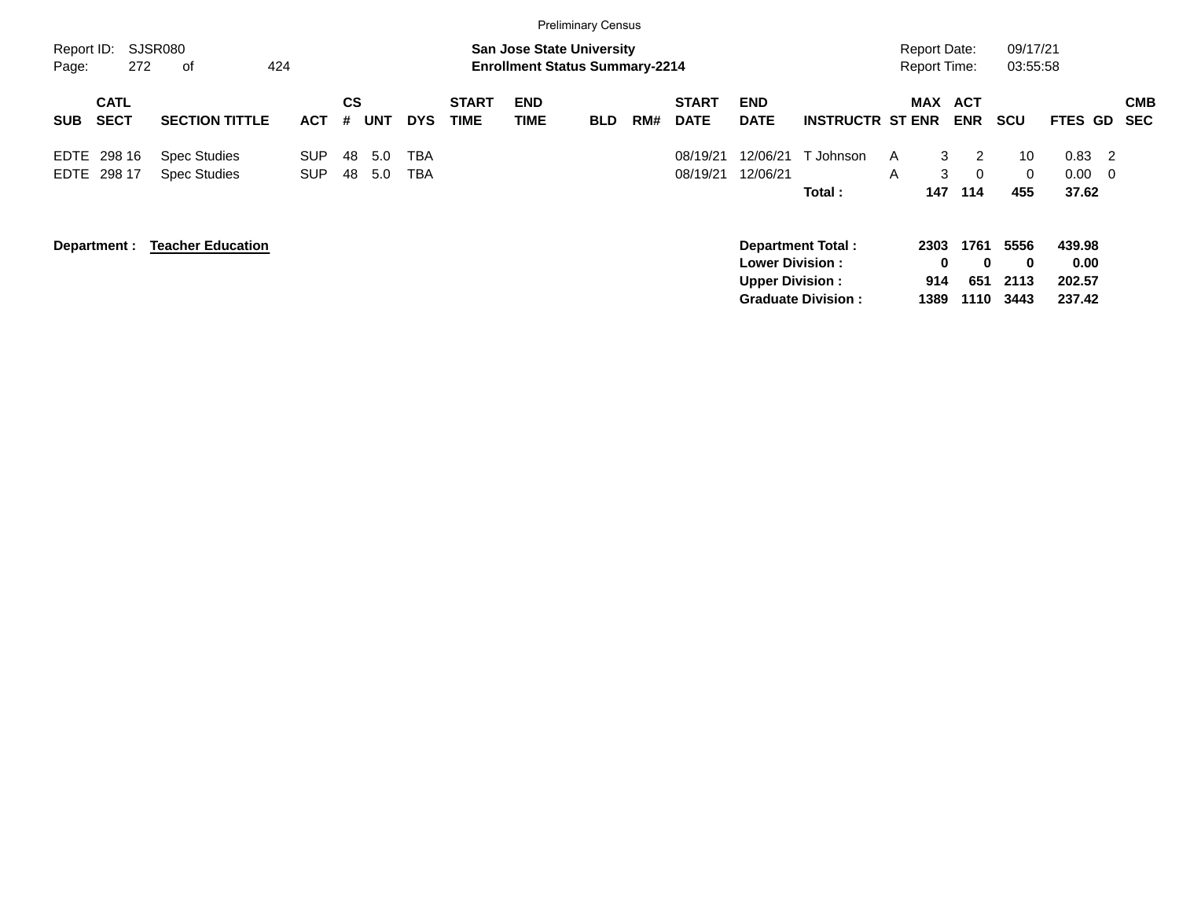Preliminary Census

Report ID: SJSR080
Page: 272 of 424

**San Jose State University**
**Enrollment Status Summary-2214**

Report Date: 09/17/21
Report Time: 03:55:58

| SUB | CATL SECT | SECTION TITTLE | ACT | CS # | UNT | DYS | START TIME | END TIME | BLD | RM# | START DATE | END DATE | INSTRUCTR | ST | MAX ENR | ACT ENR | SCU | FTES | GD | CMB SEC |
|---|---|---|---|---|---|---|---|---|---|---|---|---|---|---|---|---|---|---|---|---|
| EDTE | 298 16 | Spec Studies | SUP | 48 | 5.0 | TBA | | | | | 08/19/21 | 12/06/21 | T Johnson | A | 3 | 2 | 10 | 0.83 | 2 | |
| EDTE | 298 17 | Spec Studies | SUP | 48 | 5.0 | TBA | | | | | 08/19/21 | 12/06/21 | | A | 3 | 0 | 0 | 0.00 | 0 | |
| | | | | | | | | | | | | | **Total :** | | **147** | **114** | **455** | **37.62** | | |

**Department :** **<u>Teacher Education</u>**

| | MAX ENR | ACT ENR | SCU | FTES |
|---|---|---|---|---|
| **Department Total :** | **2303** | **1761** | **5556** | **439.98** |
| **Lower Division :** | **0** | **0** | **0** | **0.00** |
| **Upper Division :** | **914** | **651** | **2113** | **202.57** |
| **Graduate Division :** | **1389** | **1110** | **3443** | **237.42** |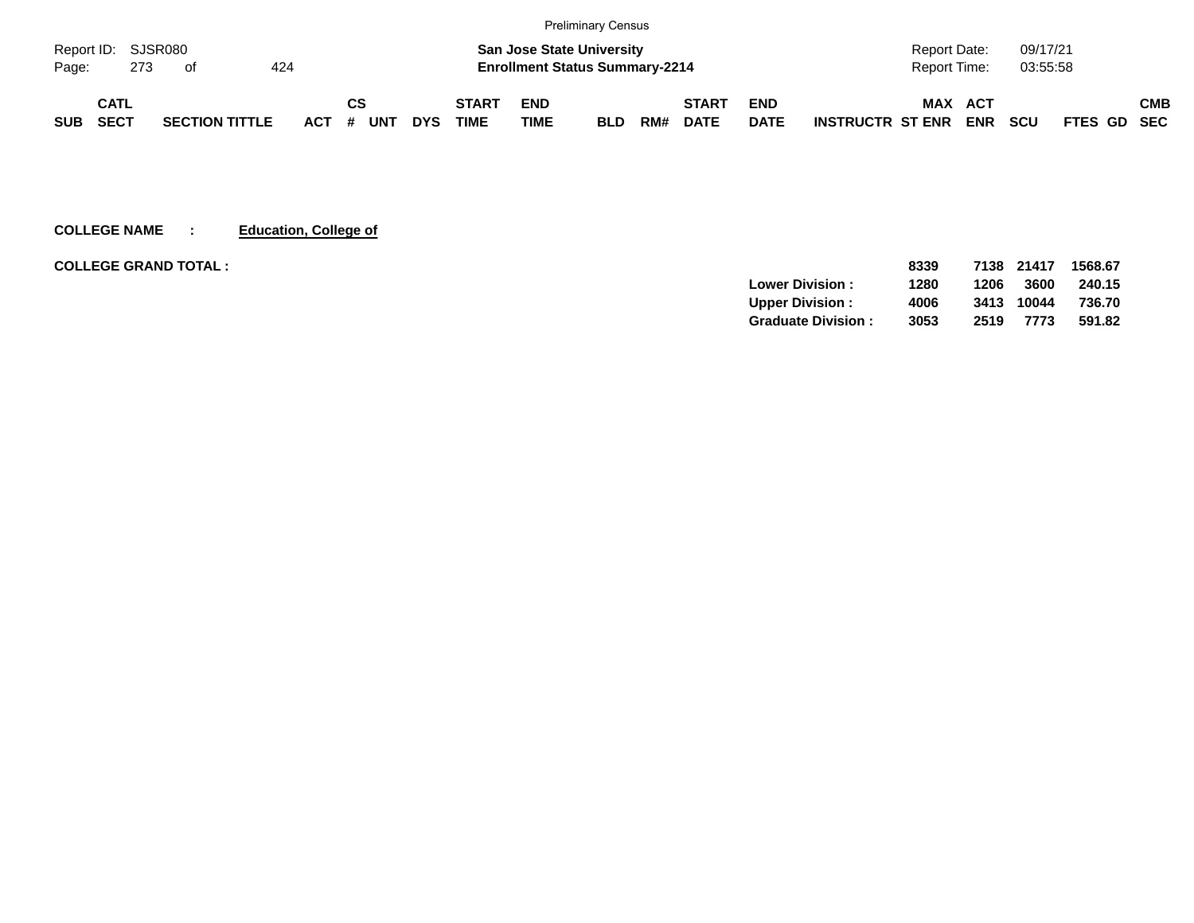Preliminary Census

Report ID: SJSR080

**San Jose State University**
**Enrollment Status Summary-2214**

Report Date: 09/17/21
Report Time: 03:55:58

| SUB | CATL SECT | SECTION TITTLE | ACT | CS # | UNT | DYS | START TIME | END TIME | BLD | RM# | START DATE | END DATE | INSTRUCTR | MAX ST ENR | ACT ENR | SCU | FTES | GD | CMB SEC |
|---|---|---|---|---|---|---|---|---|---|---|---|---|---|---|---|---|---|---|---|

**COLLEGE NAME : Education, College of**

**COLLEGE GRAND TOTAL :**

| | MAX ST ENR | ACT ENR | SCU | FTES |
|---|---|---|---|---|
| **COLLEGE GRAND TOTAL** | **8339** | **7138** | **21417** | **1568.67** |
| **Lower Division :** | **1280** | **1206** | **3600** | **240.15** |
| **Upper Division :** | **4006** | **3413** | **10044** | **736.70** |
| **Graduate Division :** | **3053** | **2519** | **7773** | **591.82** |